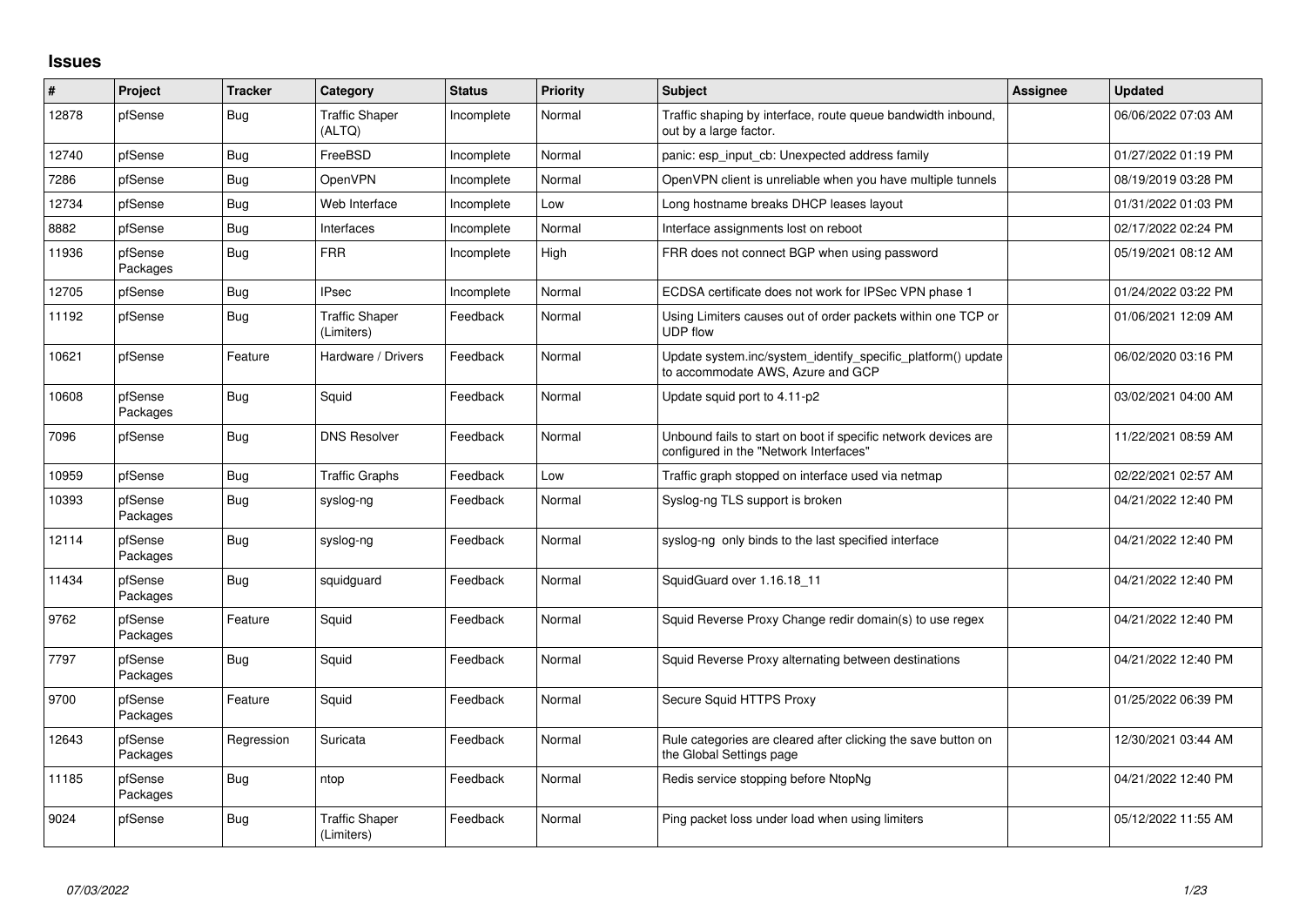## Issues

| # | Project | Tracker | Category | Status | Priority | Subject | Assignee | Updated |
|---|---|---|---|---|---|---|---|---|
| 12878 | pfSense | Bug | Traffic Shaper (ALTQ) | Incomplete | Normal | Traffic shaping by interface, route queue bandwidth inbound, out by a large factor. | | 06/06/2022 07:03 AM |
| 12740 | pfSense | Bug | FreeBSD | Incomplete | Normal | panic: esp_input_cb: Unexpected address family | | 01/27/2022 01:19 PM |
| 7286 | pfSense | Bug | OpenVPN | Incomplete | Normal | OpenVPN client is unreliable when you have multiple tunnels | | 08/19/2019 03:28 PM |
| 12734 | pfSense | Bug | Web Interface | Incomplete | Low | Long hostname breaks DHCP leases layout | | 01/31/2022 01:03 PM |
| 8882 | pfSense | Bug | Interfaces | Incomplete | Normal | Interface assignments lost on reboot | | 02/17/2022 02:24 PM |
| 11936 | pfSense Packages | Bug | FRR | Incomplete | High | FRR does not connect BGP when using password | | 05/19/2021 08:12 AM |
| 12705 | pfSense | Bug | IPsec | Incomplete | Normal | ECDSA certificate does not work for IPSec VPN phase 1 | | 01/24/2022 03:22 PM |
| 11192 | pfSense | Bug | Traffic Shaper (Limiters) | Feedback | Normal | Using Limiters causes out of order packets within one TCP or UDP flow | | 01/06/2021 12:09 AM |
| 10621 | pfSense | Feature | Hardware / Drivers | Feedback | Normal | Update system.inc/system_identify_specific_platform() update to accommodate AWS, Azure and GCP | | 06/02/2020 03:16 PM |
| 10608 | pfSense Packages | Bug | Squid | Feedback | Normal | Update squid port to 4.11-p2 | | 03/02/2021 04:00 AM |
| 7096 | pfSense | Bug | DNS Resolver | Feedback | Normal | Unbound fails to start on boot if specific network devices are configured in the "Network Interfaces" | | 11/22/2021 08:59 AM |
| 10959 | pfSense | Bug | Traffic Graphs | Feedback | Low | Traffic graph stopped on interface used via netmap | | 02/22/2021 02:57 AM |
| 10393 | pfSense Packages | Bug | syslog-ng | Feedback | Normal | Syslog-ng TLS support is broken | | 04/21/2022 12:40 PM |
| 12114 | pfSense Packages | Bug | syslog-ng | Feedback | Normal | syslog-ng only binds to the last specified interface | | 04/21/2022 12:40 PM |
| 11434 | pfSense Packages | Bug | squidguard | Feedback | Normal | SquidGuard over 1.16.18_11 | | 04/21/2022 12:40 PM |
| 9762 | pfSense Packages | Feature | Squid | Feedback | Normal | Squid Reverse Proxy Change redir domain(s) to use regex | | 04/21/2022 12:40 PM |
| 7797 | pfSense Packages | Bug | Squid | Feedback | Normal | Squid Reverse Proxy alternating between destinations | | 04/21/2022 12:40 PM |
| 9700 | pfSense Packages | Feature | Squid | Feedback | Normal | Secure Squid HTTPS Proxy | | 01/25/2022 06:39 PM |
| 12643 | pfSense Packages | Regression | Suricata | Feedback | Normal | Rule categories are cleared after clicking the save button on the Global Settings page | | 12/30/2021 03:44 AM |
| 11185 | pfSense Packages | Bug | ntop | Feedback | Normal | Redis service stopping before NtopNg | | 04/21/2022 12:40 PM |
| 9024 | pfSense | Bug | Traffic Shaper (Limiters) | Feedback | Normal | Ping packet loss under load when using limiters | | 05/12/2022 11:55 AM |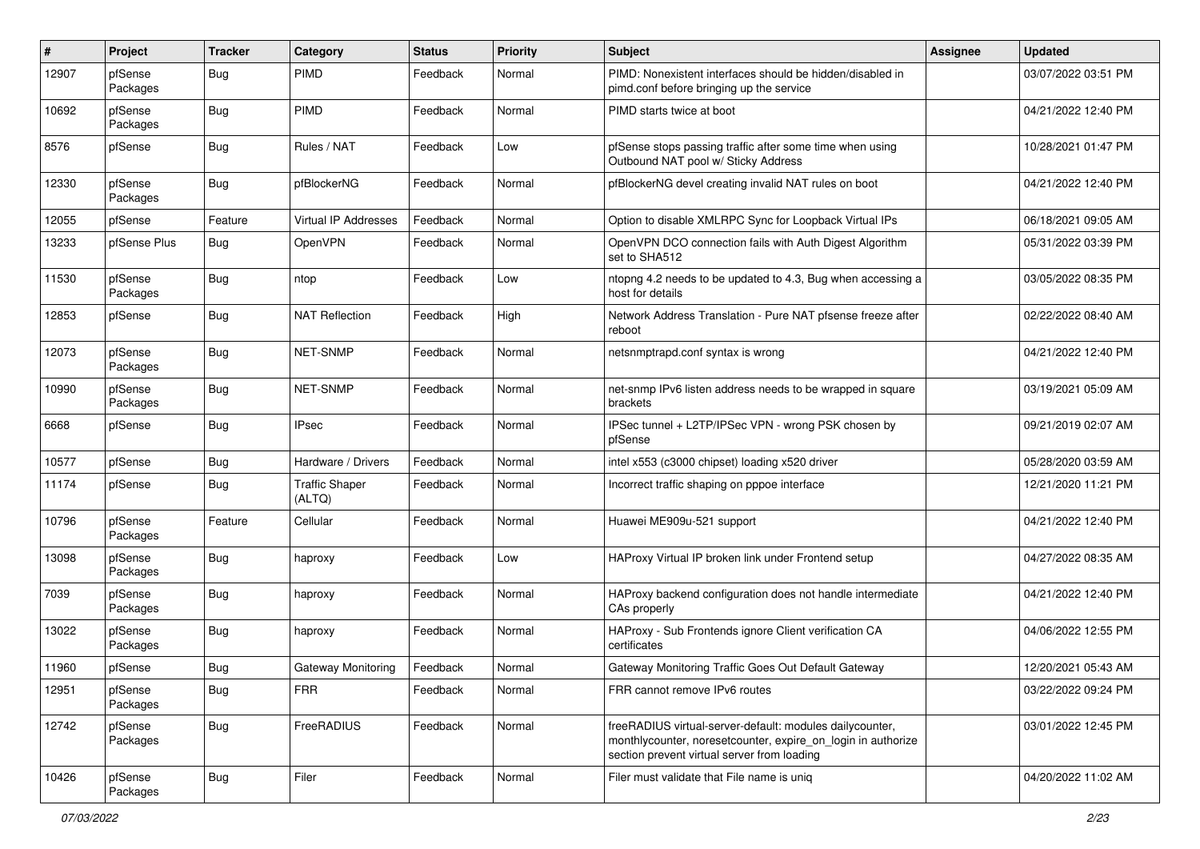| # | Project | Tracker | Category | Status | Priority | Subject | Assignee | Updated |
|---|---|---|---|---|---|---|---|---|
| 12907 | pfSense Packages | Bug | PIMD | Feedback | Normal | PIMD: Nonexistent interfaces should be hidden/disabled in pimd.conf before bringing up the service | | 03/07/2022 03:51 PM |
| 10692 | pfSense Packages | Bug | PIMD | Feedback | Normal | PIMD starts twice at boot | | 04/21/2022 12:40 PM |
| 8576 | pfSense | Bug | Rules / NAT | Feedback | Low | pfSense stops passing traffic after some time when using Outbound NAT pool w/ Sticky Address | | 10/28/2021 01:47 PM |
| 12330 | pfSense Packages | Bug | pfBlockerNG | Feedback | Normal | pfBlockerNG devel creating invalid NAT rules on boot | | 04/21/2022 12:40 PM |
| 12055 | pfSense | Feature | Virtual IP Addresses | Feedback | Normal | Option to disable XMLRPC Sync for Loopback Virtual IPs | | 06/18/2021 09:05 AM |
| 13233 | pfSense Plus | Bug | OpenVPN | Feedback | Normal | OpenVPN DCO connection fails with Auth Digest Algorithm set to SHA512 | | 05/31/2022 03:39 PM |
| 11530 | pfSense Packages | Bug | ntop | Feedback | Low | ntopng 4.2 needs to be updated to 4.3, Bug when accessing a host for details | | 03/05/2022 08:35 PM |
| 12853 | pfSense | Bug | NAT Reflection | Feedback | High | Network Address Translation - Pure NAT pfsense freeze after reboot | | 02/22/2022 08:40 AM |
| 12073 | pfSense Packages | Bug | NET-SNMP | Feedback | Normal | netsnmptrapd.conf syntax is wrong | | 04/21/2022 12:40 PM |
| 10990 | pfSense Packages | Bug | NET-SNMP | Feedback | Normal | net-snmp IPv6 listen address needs to be wrapped in square brackets | | 03/19/2021 05:09 AM |
| 6668 | pfSense | Bug | IPsec | Feedback | Normal | IPSec tunnel + L2TP/IPSec VPN - wrong PSK chosen by pfSense | | 09/21/2019 02:07 AM |
| 10577 | pfSense | Bug | Hardware / Drivers | Feedback | Normal | intel x553 (c3000 chipset) loading x520 driver | | 05/28/2020 03:59 AM |
| 11174 | pfSense | Bug | Traffic Shaper (ALTQ) | Feedback | Normal | Incorrect traffic shaping on pppoe interface | | 12/21/2020 11:21 PM |
| 10796 | pfSense Packages | Feature | Cellular | Feedback | Normal | Huawei ME909u-521 support | | 04/21/2022 12:40 PM |
| 13098 | pfSense Packages | Bug | haproxy | Feedback | Low | HAProxy Virtual IP broken link under Frontend setup | | 04/27/2022 08:35 AM |
| 7039 | pfSense Packages | Bug | haproxy | Feedback | Normal | HAProxy backend configuration does not handle intermediate CAs properly | | 04/21/2022 12:40 PM |
| 13022 | pfSense Packages | Bug | haproxy | Feedback | Normal | HAProxy - Sub Frontends ignore Client verification CA certificates | | 04/06/2022 12:55 PM |
| 11960 | pfSense | Bug | Gateway Monitoring | Feedback | Normal | Gateway Monitoring Traffic Goes Out Default Gateway | | 12/20/2021 05:43 AM |
| 12951 | pfSense Packages | Bug | FRR | Feedback | Normal | FRR cannot remove IPv6 routes | | 03/22/2022 09:24 PM |
| 12742 | pfSense Packages | Bug | FreeRADIUS | Feedback | Normal | freeRADIUS virtual-server-default: modules dailycounter, monthlycounter, noresetcounter, expire_on_login in authorize section prevent virtual server from loading | | 03/01/2022 12:45 PM |
| 10426 | pfSense Packages | Bug | Filer | Feedback | Normal | Filer must validate that File name is uniq | | 04/20/2022 11:02 AM |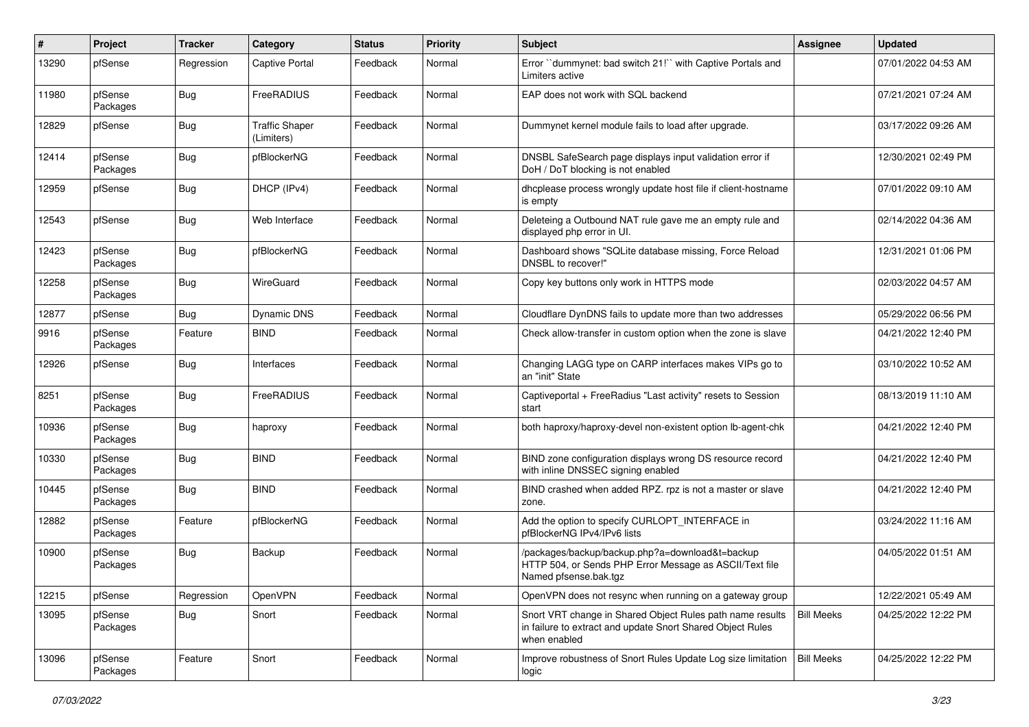| # | Project | Tracker | Category | Status | Priority | Subject | Assignee | Updated |
|---|---|---|---|---|---|---|---|---|
| 13290 | pfSense | Regression | Captive Portal | Feedback | Normal | Error ``dummynet: bad switch 21!`` with Captive Portals and Limiters active | | 07/01/2022 04:53 AM |
| 11980 | pfSense Packages | Bug | FreeRADIUS | Feedback | Normal | EAP does not work with SQL backend | | 07/21/2021 07:24 AM |
| 12829 | pfSense | Bug | Traffic Shaper (Limiters) | Feedback | Normal | Dummynet kernel module fails to load after upgrade. | | 03/17/2022 09:26 AM |
| 12414 | pfSense Packages | Bug | pfBlockerNG | Feedback | Normal | DNSBL SafeSearch page displays input validation error if DoH / DoT blocking is not enabled | | 12/30/2021 02:49 PM |
| 12959 | pfSense | Bug | DHCP (IPv4) | Feedback | Normal | dhcplease process wrongly update host file if client-hostname is empty | | 07/01/2022 09:10 AM |
| 12543 | pfSense | Bug | Web Interface | Feedback | Normal | Deleteing a Outbound NAT rule gave me an empty rule and displayed php error in UI. | | 02/14/2022 04:36 AM |
| 12423 | pfSense Packages | Bug | pfBlockerNG | Feedback | Normal | Dashboard shows "SQLite database missing, Force Reload DNSBL to recover!" | | 12/31/2021 01:06 PM |
| 12258 | pfSense Packages | Bug | WireGuard | Feedback | Normal | Copy key buttons only work in HTTPS mode | | 02/03/2022 04:57 AM |
| 12877 | pfSense | Bug | Dynamic DNS | Feedback | Normal | Cloudflare DynDNS fails to update more than two addresses | | 05/29/2022 06:56 PM |
| 9916 | pfSense Packages | Feature | BIND | Feedback | Normal | Check allow-transfer in custom option when the zone is slave | | 04/21/2022 12:40 PM |
| 12926 | pfSense | Bug | Interfaces | Feedback | Normal | Changing LAGG type on CARP interfaces makes VIPs go to an "init" State | | 03/10/2022 10:52 AM |
| 8251 | pfSense Packages | Bug | FreeRADIUS | Feedback | Normal | Captiveportal + FreeRadius "Last activity" resets to Session start | | 08/13/2019 11:10 AM |
| 10936 | pfSense Packages | Bug | haproxy | Feedback | Normal | both haproxy/haproxy-devel non-existent option lb-agent-chk | | 04/21/2022 12:40 PM |
| 10330 | pfSense Packages | Bug | BIND | Feedback | Normal | BIND zone configuration displays wrong DS resource record with inline DNSSEC signing enabled | | 04/21/2022 12:40 PM |
| 10445 | pfSense Packages | Bug | BIND | Feedback | Normal | BIND crashed when added RPZ. rpz is not a master or slave zone. | | 04/21/2022 12:40 PM |
| 12882 | pfSense Packages | Feature | pfBlockerNG | Feedback | Normal | Add the option to specify CURLOPT_INTERFACE in pfBlockerNG IPv4/IPv6 lists | | 03/24/2022 11:16 AM |
| 10900 | pfSense Packages | Bug | Backup | Feedback | Normal | /packages/backup/backup.php?a=download&t=backup HTTP 504, or Sends PHP Error Message as ASCII/Text file Named pfsense.bak.tgz | | 04/05/2022 01:51 AM |
| 12215 | pfSense | Regression | OpenVPN | Feedback | Normal | OpenVPN does not resync when running on a gateway group | | 12/22/2021 05:49 AM |
| 13095 | pfSense Packages | Bug | Snort | Feedback | Normal | Snort VRT change in Shared Object Rules path name results in failure to extract and update Snort Shared Object Rules when enabled | Bill Meeks | 04/25/2022 12:22 PM |
| 13096 | pfSense Packages | Feature | Snort | Feedback | Normal | Improve robustness of Snort Rules Update Log size limitation logic | Bill Meeks | 04/25/2022 12:22 PM |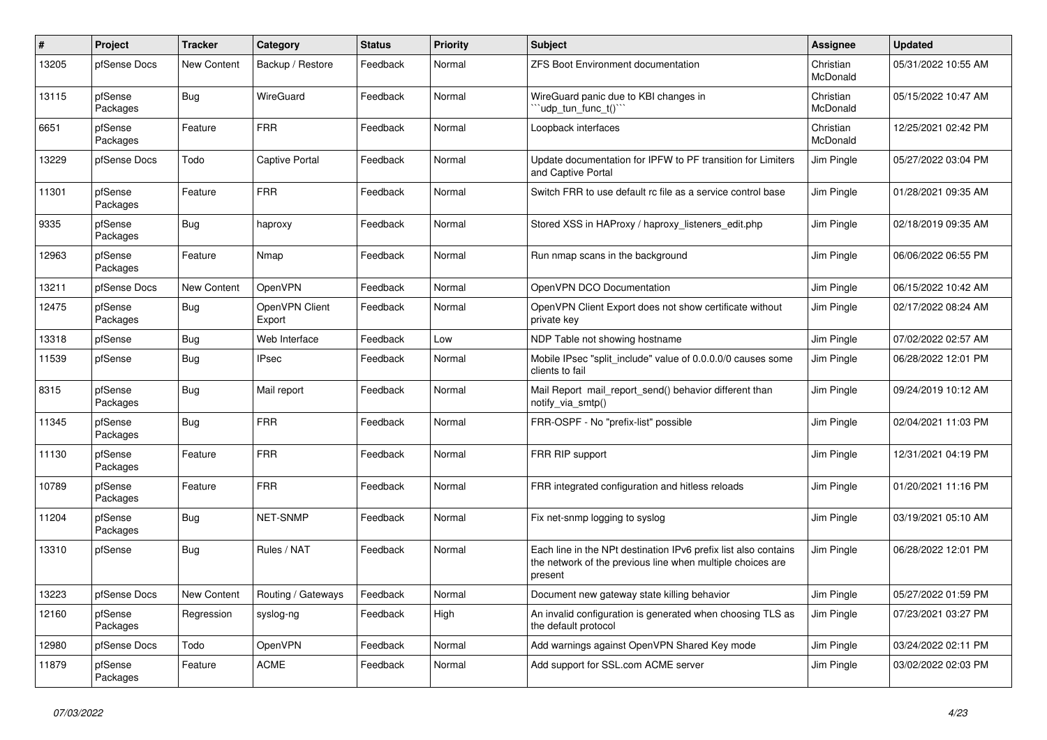| # | Project | Tracker | Category | Status | Priority | Subject | Assignee | Updated |
|---|---|---|---|---|---|---|---|---|
| 13205 | pfSense Docs | New Content | Backup / Restore | Feedback | Normal | ZFS Boot Environment documentation | Christian McDonald | 05/31/2022 10:55 AM |
| 13115 | pfSense Packages | Bug | WireGuard | Feedback | Normal | WireGuard panic due to KBI changes in ```udp_tun_func_t()``` | Christian McDonald | 05/15/2022 10:47 AM |
| 6651 | pfSense Packages | Feature | FRR | Feedback | Normal | Loopback interfaces | Christian McDonald | 12/25/2021 02:42 PM |
| 13229 | pfSense Docs | Todo | Captive Portal | Feedback | Normal | Update documentation for IPFW to PF transition for Limiters and Captive Portal | Jim Pingle | 05/27/2022 03:04 PM |
| 11301 | pfSense Packages | Feature | FRR | Feedback | Normal | Switch FRR to use default rc file as a service control base | Jim Pingle | 01/28/2021 09:35 AM |
| 9335 | pfSense Packages | Bug | haproxy | Feedback | Normal | Stored XSS in HAProxy / haproxy_listeners_edit.php | Jim Pingle | 02/18/2019 09:35 AM |
| 12963 | pfSense Packages | Feature | Nmap | Feedback | Normal | Run nmap scans in the background | Jim Pingle | 06/06/2022 06:55 PM |
| 13211 | pfSense Docs | New Content | OpenVPN | Feedback | Normal | OpenVPN DCO Documentation | Jim Pingle | 06/15/2022 10:42 AM |
| 12475 | pfSense Packages | Bug | OpenVPN Client Export | Feedback | Normal | OpenVPN Client Export does not show certificate without private key | Jim Pingle | 02/17/2022 08:24 AM |
| 13318 | pfSense | Bug | Web Interface | Feedback | Low | NDP Table not showing hostname | Jim Pingle | 07/02/2022 02:57 AM |
| 11539 | pfSense | Bug | IPsec | Feedback | Normal | Mobile IPsec "split_include" value of 0.0.0.0/0 causes some clients to fail | Jim Pingle | 06/28/2022 12:01 PM |
| 8315 | pfSense Packages | Bug | Mail report | Feedback | Normal | Mail Report mail_report_send() behavior different than notify_via_smtp() | Jim Pingle | 09/24/2019 10:12 AM |
| 11345 | pfSense Packages | Bug | FRR | Feedback | Normal | FRR-OSPF - No "prefix-list" possible | Jim Pingle | 02/04/2021 11:03 PM |
| 11130 | pfSense Packages | Feature | FRR | Feedback | Normal | FRR RIP support | Jim Pingle | 12/31/2021 04:19 PM |
| 10789 | pfSense Packages | Feature | FRR | Feedback | Normal | FRR integrated configuration and hitless reloads | Jim Pingle | 01/20/2021 11:16 PM |
| 11204 | pfSense Packages | Bug | NET-SNMP | Feedback | Normal | Fix net-snmp logging to syslog | Jim Pingle | 03/19/2021 05:10 AM |
| 13310 | pfSense | Bug | Rules / NAT | Feedback | Normal | Each line in the NPt destination IPv6 prefix list also contains the network of the previous line when multiple choices are present | Jim Pingle | 06/28/2022 12:01 PM |
| 13223 | pfSense Docs | New Content | Routing / Gateways | Feedback | Normal | Document new gateway state killing behavior | Jim Pingle | 05/27/2022 01:59 PM |
| 12160 | pfSense Packages | Regression | syslog-ng | Feedback | High | An invalid configuration is generated when choosing TLS as the default protocol | Jim Pingle | 07/23/2021 03:27 PM |
| 12980 | pfSense Docs | Todo | OpenVPN | Feedback | Normal | Add warnings against OpenVPN Shared Key mode | Jim Pingle | 03/24/2022 02:11 PM |
| 11879 | pfSense Packages | Feature | ACME | Feedback | Normal | Add support for SSL.com ACME server | Jim Pingle | 03/02/2022 02:03 PM |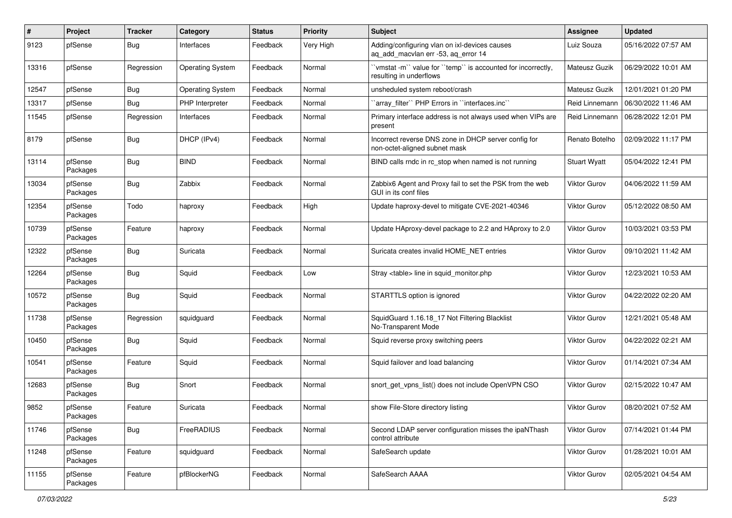| # | Project | Tracker | Category | Status | Priority | Subject | Assignee | Updated |
|---|---|---|---|---|---|---|---|---|
| 9123 | pfSense | Bug | Interfaces | Feedback | Very High | Adding/configuring vlan on ixl-devices causes aq_add_macvlan err -53, aq_error 14 | Luiz Souza | 05/16/2022 07:57 AM |
| 13316 | pfSense | Regression | Operating System | Feedback | Normal | ``vmstat -m`` value for ``temp`` is accounted for incorrectly, resulting in underflows | Mateusz Guzik | 06/29/2022 10:01 AM |
| 12547 | pfSense | Bug | Operating System | Feedback | Normal | unsheduled system reboot/crash | Mateusz Guzik | 12/01/2021 01:20 PM |
| 13317 | pfSense | Bug | PHP Interpreter | Feedback | Normal | ``array_filter`` PHP Errors in ``interfaces.inc`` | Reid Linnemann | 06/30/2022 11:46 AM |
| 11545 | pfSense | Regression | Interfaces | Feedback | Normal | Primary interface address is not always used when VIPs are present | Reid Linnemann | 06/28/2022 12:01 PM |
| 8179 | pfSense | Bug | DHCP (IPv4) | Feedback | Normal | Incorrect reverse DNS zone in DHCP server config for non-octet-aligned subnet mask | Renato Botelho | 02/09/2022 11:17 PM |
| 13114 | pfSense Packages | Bug | BIND | Feedback | Normal | BIND calls rndc in rc_stop when named is not running | Stuart Wyatt | 05/04/2022 12:41 PM |
| 13034 | pfSense Packages | Bug | Zabbix | Feedback | Normal | Zabbix6 Agent and Proxy fail to set the PSK from the web GUI in its conf files | Viktor Gurov | 04/06/2022 11:59 AM |
| 12354 | pfSense Packages | Todo | haproxy | Feedback | High | Update haproxy-devel to mitigate CVE-2021-40346 | Viktor Gurov | 05/12/2022 08:50 AM |
| 10739 | pfSense Packages | Feature | haproxy | Feedback | Normal | Update HAproxy-devel package to 2.2 and HAproxy to 2.0 | Viktor Gurov | 10/03/2021 03:53 PM |
| 12322 | pfSense Packages | Bug | Suricata | Feedback | Normal | Suricata creates invalid HOME_NET entries | Viktor Gurov | 09/10/2021 11:42 AM |
| 12264 | pfSense Packages | Bug | Squid | Feedback | Low | Stray <table> line in squid_monitor.php | Viktor Gurov | 12/23/2021 10:53 AM |
| 10572 | pfSense Packages | Bug | Squid | Feedback | Normal | STARTTLS option is ignored | Viktor Gurov | 04/22/2022 02:20 AM |
| 11738 | pfSense Packages | Regression | squidguard | Feedback | Normal | SquidGuard 1.16.18_17 Not Filtering Blacklist No-Transparent Mode | Viktor Gurov | 12/21/2021 05:48 AM |
| 10450 | pfSense Packages | Bug | Squid | Feedback | Normal | Squid reverse proxy switching peers | Viktor Gurov | 04/22/2022 02:21 AM |
| 10541 | pfSense Packages | Feature | Squid | Feedback | Normal | Squid failover and load balancing | Viktor Gurov | 01/14/2021 07:34 AM |
| 12683 | pfSense Packages | Bug | Snort | Feedback | Normal | snort_get_vpns_list() does not include OpenVPN CSO | Viktor Gurov | 02/15/2022 10:47 AM |
| 9852 | pfSense Packages | Feature | Suricata | Feedback | Normal | show File-Store directory listing | Viktor Gurov | 08/20/2021 07:52 AM |
| 11746 | pfSense Packages | Bug | FreeRADIUS | Feedback | Normal | Second LDAP server configuration misses the ipaNThash control attribute | Viktor Gurov | 07/14/2021 01:44 PM |
| 11248 | pfSense Packages | Feature | squidguard | Feedback | Normal | SafeSearch update | Viktor Gurov | 01/28/2021 10:01 AM |
| 11155 | pfSense Packages | Feature | pfBlockerNG | Feedback | Normal | SafeSearch AAAA | Viktor Gurov | 02/05/2021 04:54 AM |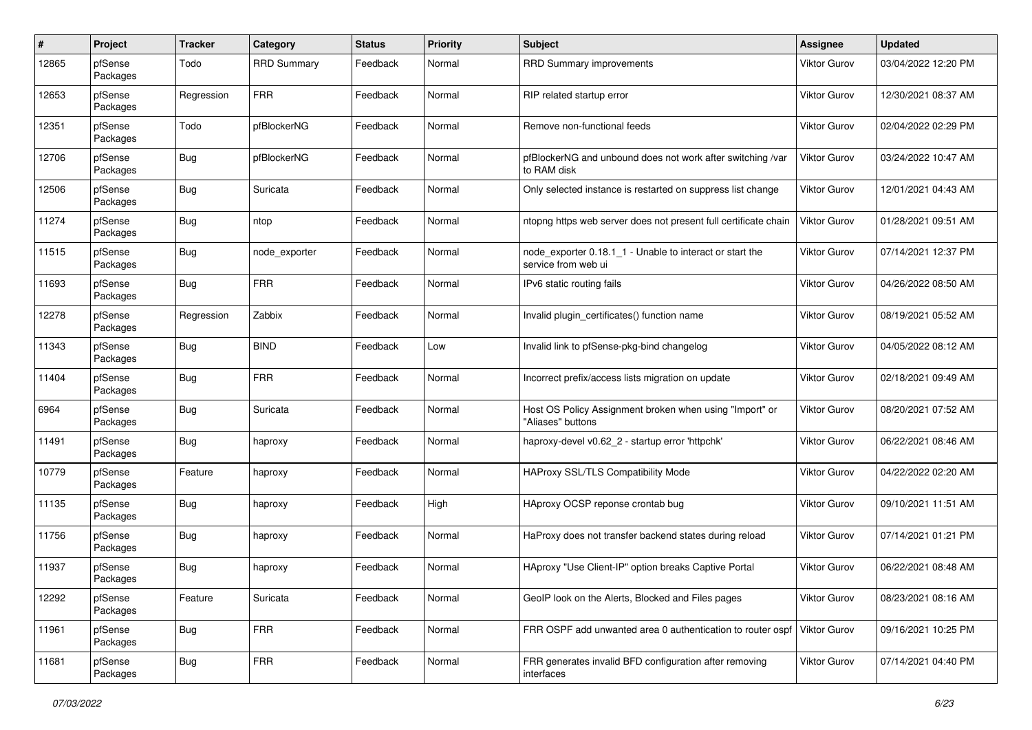| # | Project | Tracker | Category | Status | Priority | Subject | Assignee | Updated |
|---|---|---|---|---|---|---|---|---|
| 12865 | pfSense Packages | Todo | RRD Summary | Feedback | Normal | RRD Summary improvements | Viktor Gurov | 03/04/2022 12:20 PM |
| 12653 | pfSense Packages | Regression | FRR | Feedback | Normal | RIP related startup error | Viktor Gurov | 12/30/2021 08:37 AM |
| 12351 | pfSense Packages | Todo | pfBlockerNG | Feedback | Normal | Remove non-functional feeds | Viktor Gurov | 02/04/2022 02:29 PM |
| 12706 | pfSense Packages | Bug | pfBlockerNG | Feedback | Normal | pfBlockerNG and unbound does not work after switching /var to RAM disk | Viktor Gurov | 03/24/2022 10:47 AM |
| 12506 | pfSense Packages | Bug | Suricata | Feedback | Normal | Only selected instance is restarted on suppress list change | Viktor Gurov | 12/01/2021 04:43 AM |
| 11274 | pfSense Packages | Bug | ntop | Feedback | Normal | ntopng https web server does not present full certificate chain | Viktor Gurov | 01/28/2021 09:51 AM |
| 11515 | pfSense Packages | Bug | node_exporter | Feedback | Normal | node_exporter 0.18.1_1 - Unable to interact or start the service from web ui | Viktor Gurov | 07/14/2021 12:37 PM |
| 11693 | pfSense Packages | Bug | FRR | Feedback | Normal | IPv6 static routing fails | Viktor Gurov | 04/26/2022 08:50 AM |
| 12278 | pfSense Packages | Regression | Zabbix | Feedback | Normal | Invalid plugin_certificates() function name | Viktor Gurov | 08/19/2021 05:52 AM |
| 11343 | pfSense Packages | Bug | BIND | Feedback | Low | Invalid link to pfSense-pkg-bind changelog | Viktor Gurov | 04/05/2022 08:12 AM |
| 11404 | pfSense Packages | Bug | FRR | Feedback | Normal | Incorrect prefix/access lists migration on update | Viktor Gurov | 02/18/2021 09:49 AM |
| 6964 | pfSense Packages | Bug | Suricata | Feedback | Normal | Host OS Policy Assignment broken when using "Import" or "Aliases" buttons | Viktor Gurov | 08/20/2021 07:52 AM |
| 11491 | pfSense Packages | Bug | haproxy | Feedback | Normal | haproxy-devel v0.62_2 - startup error 'httpchk' | Viktor Gurov | 06/22/2021 08:46 AM |
| 10779 | pfSense Packages | Feature | haproxy | Feedback | Normal | HAProxy SSL/TLS Compatibility Mode | Viktor Gurov | 04/22/2022 02:20 AM |
| 11135 | pfSense Packages | Bug | haproxy | Feedback | High | HAproxy OCSP reponse crontab bug | Viktor Gurov | 09/10/2021 11:51 AM |
| 11756 | pfSense Packages | Bug | haproxy | Feedback | Normal | HaProxy does not transfer backend states during reload | Viktor Gurov | 07/14/2021 01:21 PM |
| 11937 | pfSense Packages | Bug | haproxy | Feedback | Normal | HAproxy "Use Client-IP" option breaks Captive Portal | Viktor Gurov | 06/22/2021 08:48 AM |
| 12292 | pfSense Packages | Feature | Suricata | Feedback | Normal | GeoIP look on the Alerts, Blocked and Files pages | Viktor Gurov | 08/23/2021 08:16 AM |
| 11961 | pfSense Packages | Bug | FRR | Feedback | Normal | FRR OSPF add unwanted area 0 authentication to router ospf | Viktor Gurov | 09/16/2021 10:25 PM |
| 11681 | pfSense Packages | Bug | FRR | Feedback | Normal | FRR generates invalid BFD configuration after removing interfaces | Viktor Gurov | 07/14/2021 04:40 PM |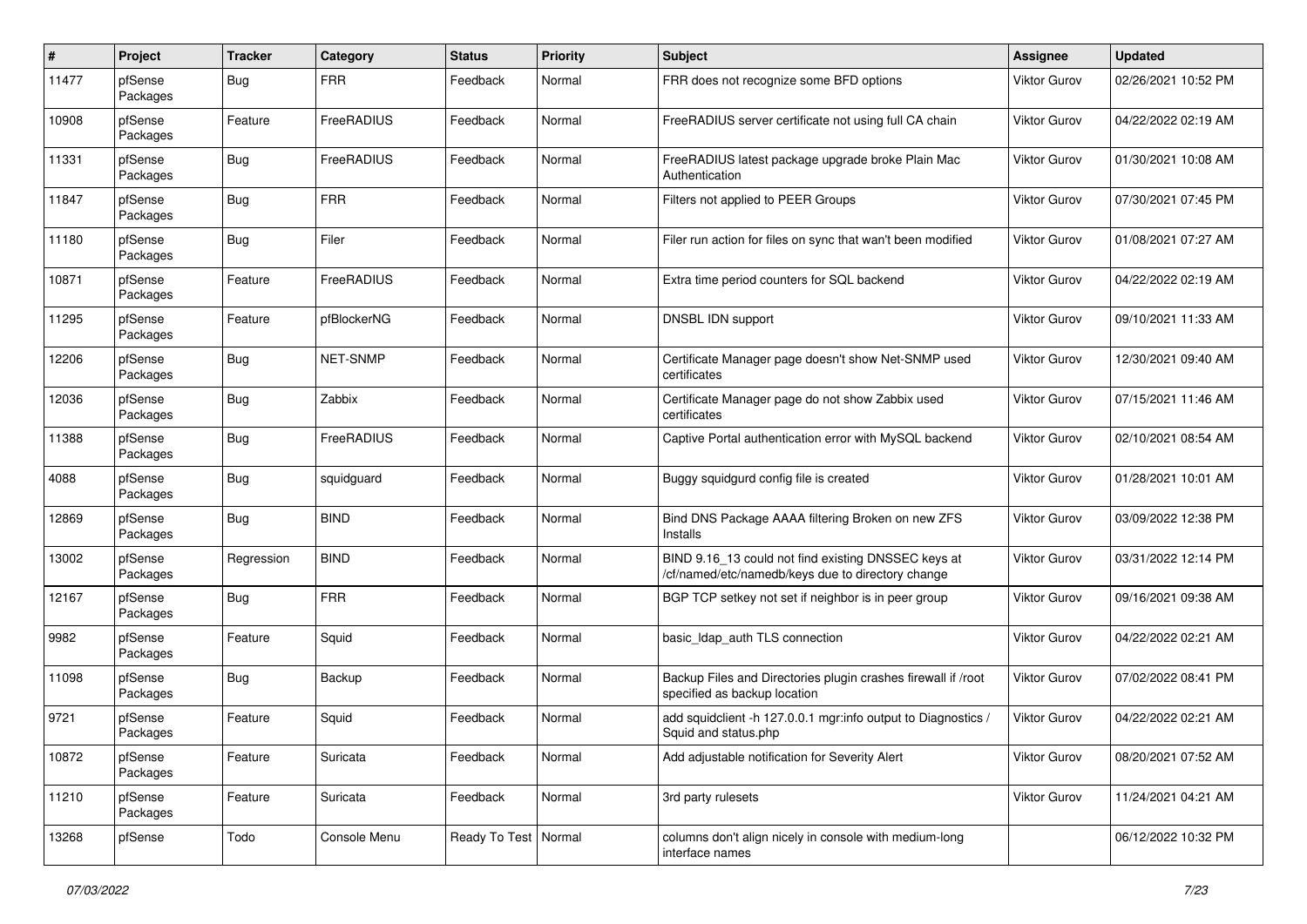| # | Project | Tracker | Category | Status | Priority | Subject | Assignee | Updated |
|---|---|---|---|---|---|---|---|---|
| 11477 | pfSense Packages | Bug | FRR | Feedback | Normal | FRR does not recognize some BFD options | Viktor Gurov | 02/26/2021 10:52 PM |
| 10908 | pfSense Packages | Feature | FreeRADIUS | Feedback | Normal | FreeRADIUS server certificate not using full CA chain | Viktor Gurov | 04/22/2022 02:19 AM |
| 11331 | pfSense Packages | Bug | FreeRADIUS | Feedback | Normal | FreeRADIUS latest package upgrade broke Plain Mac Authentication | Viktor Gurov | 01/30/2021 10:08 AM |
| 11847 | pfSense Packages | Bug | FRR | Feedback | Normal | Filters not applied to PEER Groups | Viktor Gurov | 07/30/2021 07:45 PM |
| 11180 | pfSense Packages | Bug | Filer | Feedback | Normal | Filer run action for files on sync that wan't been modified | Viktor Gurov | 01/08/2021 07:27 AM |
| 10871 | pfSense Packages | Feature | FreeRADIUS | Feedback | Normal | Extra time period counters for SQL backend | Viktor Gurov | 04/22/2022 02:19 AM |
| 11295 | pfSense Packages | Feature | pfBlockerNG | Feedback | Normal | DNSBL IDN support | Viktor Gurov | 09/10/2021 11:33 AM |
| 12206 | pfSense Packages | Bug | NET-SNMP | Feedback | Normal | Certificate Manager page doesn't show Net-SNMP used certificates | Viktor Gurov | 12/30/2021 09:40 AM |
| 12036 | pfSense Packages | Bug | Zabbix | Feedback | Normal | Certificate Manager page do not show Zabbix used certificates | Viktor Gurov | 07/15/2021 11:46 AM |
| 11388 | pfSense Packages | Bug | FreeRADIUS | Feedback | Normal | Captive Portal authentication error with MySQL backend | Viktor Gurov | 02/10/2021 08:54 AM |
| 4088 | pfSense Packages | Bug | squidguard | Feedback | Normal | Buggy squidgurd config file is created | Viktor Gurov | 01/28/2021 10:01 AM |
| 12869 | pfSense Packages | Bug | BIND | Feedback | Normal | Bind DNS Package AAAA filtering Broken on new ZFS Installs | Viktor Gurov | 03/09/2022 12:38 PM |
| 13002 | pfSense Packages | Regression | BIND | Feedback | Normal | BIND 9.16_13 could not find existing DNSSEC keys at /cf/named/etc/namedb/keys due to directory change | Viktor Gurov | 03/31/2022 12:14 PM |
| 12167 | pfSense Packages | Bug | FRR | Feedback | Normal | BGP TCP setkey not set if neighbor is in peer group | Viktor Gurov | 09/16/2021 09:38 AM |
| 9982 | pfSense Packages | Feature | Squid | Feedback | Normal | basic_ldap_auth TLS connection | Viktor Gurov | 04/22/2022 02:21 AM |
| 11098 | pfSense Packages | Bug | Backup | Feedback | Normal | Backup Files and Directories plugin crashes firewall if /root specified as backup location | Viktor Gurov | 07/02/2022 08:41 PM |
| 9721 | pfSense Packages | Feature | Squid | Feedback | Normal | add squidclient -h 127.0.0.1 mgr:info output to Diagnostics / Squid and status.php | Viktor Gurov | 04/22/2022 02:21 AM |
| 10872 | pfSense Packages | Feature | Suricata | Feedback | Normal | Add adjustable notification for Severity Alert | Viktor Gurov | 08/20/2021 07:52 AM |
| 11210 | pfSense Packages | Feature | Suricata | Feedback | Normal | 3rd party rulesets | Viktor Gurov | 11/24/2021 04:21 AM |
| 13268 | pfSense | Todo | Console Menu | Ready To Test | Normal | columns don't align nicely in console with medium-long interface names | | 06/12/2022 10:32 PM |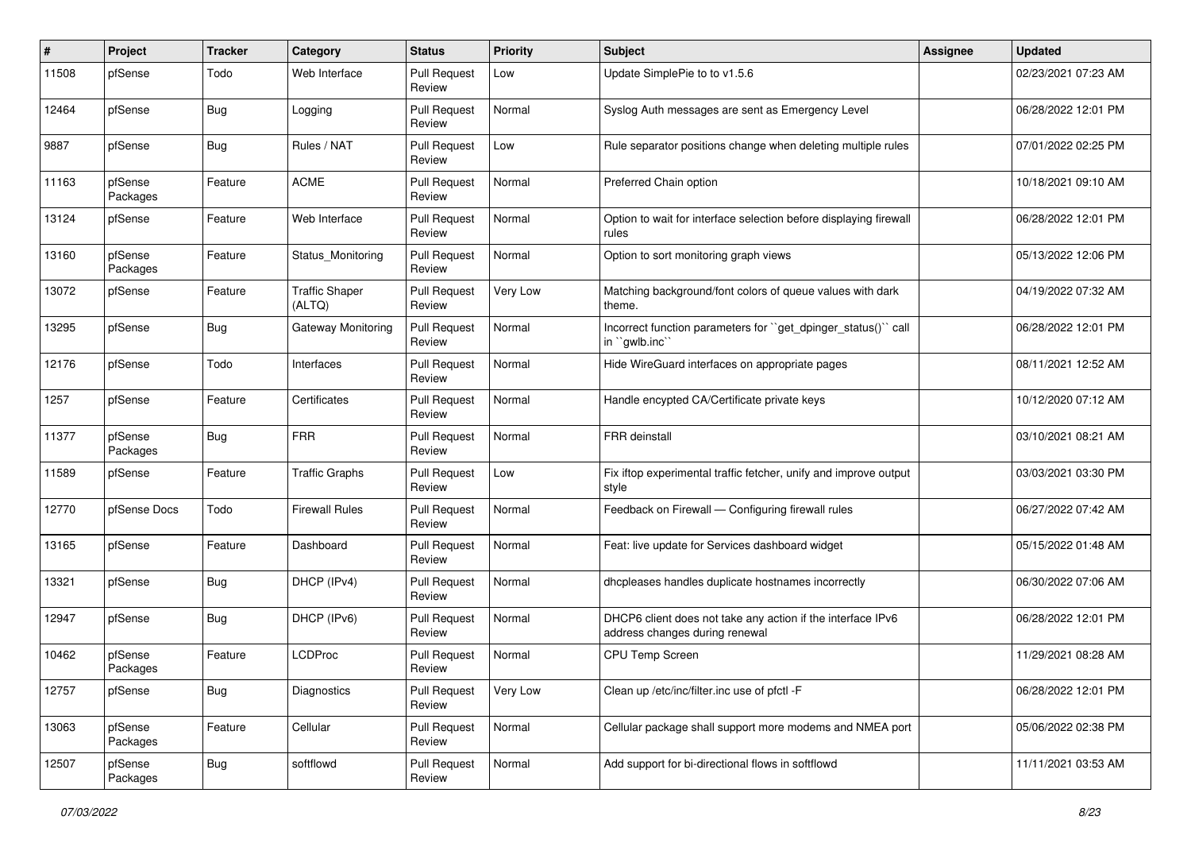| # | Project | Tracker | Category | Status | Priority | Subject | Assignee | Updated |
|---|---|---|---|---|---|---|---|---|
| 11508 | pfSense | Todo | Web Interface | Pull Request Review | Low | Update SimplePie to to v1.5.6 | | 02/23/2021 07:23 AM |
| 12464 | pfSense | Bug | Logging | Pull Request Review | Normal | Syslog Auth messages are sent as Emergency Level | | 06/28/2022 12:01 PM |
| 9887 | pfSense | Bug | Rules / NAT | Pull Request Review | Low | Rule separator positions change when deleting multiple rules | | 07/01/2022 02:25 PM |
| 11163 | pfSense Packages | Feature | ACME | Pull Request Review | Normal | Preferred Chain option | | 10/18/2021 09:10 AM |
| 13124 | pfSense | Feature | Web Interface | Pull Request Review | Normal | Option to wait for interface selection before displaying firewall rules | | 06/28/2022 12:01 PM |
| 13160 | pfSense Packages | Feature | Status_Monitoring | Pull Request Review | Normal | Option to sort monitoring graph views | | 05/13/2022 12:06 PM |
| 13072 | pfSense | Feature | Traffic Shaper (ALTQ) | Pull Request Review | Very Low | Matching background/font colors of queue values with dark theme. | | 04/19/2022 07:32 AM |
| 13295 | pfSense | Bug | Gateway Monitoring | Pull Request Review | Normal | Incorrect function parameters for ``get_dpinger_status()`` call in ``gwlb.inc`` | | 06/28/2022 12:01 PM |
| 12176 | pfSense | Todo | Interfaces | Pull Request Review | Normal | Hide WireGuard interfaces on appropriate pages | | 08/11/2021 12:52 AM |
| 1257 | pfSense | Feature | Certificates | Pull Request Review | Normal | Handle encypted CA/Certificate private keys | | 10/12/2020 07:12 AM |
| 11377 | pfSense Packages | Bug | FRR | Pull Request Review | Normal | FRR deinstall | | 03/10/2021 08:21 AM |
| 11589 | pfSense | Feature | Traffic Graphs | Pull Request Review | Low | Fix iftop experimental traffic fetcher, unify and improve output style | | 03/03/2021 03:30 PM |
| 12770 | pfSense Docs | Todo | Firewall Rules | Pull Request Review | Normal | Feedback on Firewall — Configuring firewall rules | | 06/27/2022 07:42 AM |
| 13165 | pfSense | Feature | Dashboard | Pull Request Review | Normal | Feat: live update for Services dashboard widget | | 05/15/2022 01:48 AM |
| 13321 | pfSense | Bug | DHCP (IPv4) | Pull Request Review | Normal | dhcpleases handles duplicate hostnames incorrectly | | 06/30/2022 07:06 AM |
| 12947 | pfSense | Bug | DHCP (IPv6) | Pull Request Review | Normal | DHCP6 client does not take any action if the interface IPv6 address changes during renewal | | 06/28/2022 12:01 PM |
| 10462 | pfSense Packages | Feature | LCDProc | Pull Request Review | Normal | CPU Temp Screen | | 11/29/2021 08:28 AM |
| 12757 | pfSense | Bug | Diagnostics | Pull Request Review | Very Low | Clean up /etc/inc/filter.inc use of pfctl -F | | 06/28/2022 12:01 PM |
| 13063 | pfSense Packages | Feature | Cellular | Pull Request Review | Normal | Cellular package shall support more modems and NMEA port | | 05/06/2022 02:38 PM |
| 12507 | pfSense Packages | Bug | softflowd | Pull Request Review | Normal | Add support for bi-directional flows in softflowd | | 11/11/2021 03:53 AM |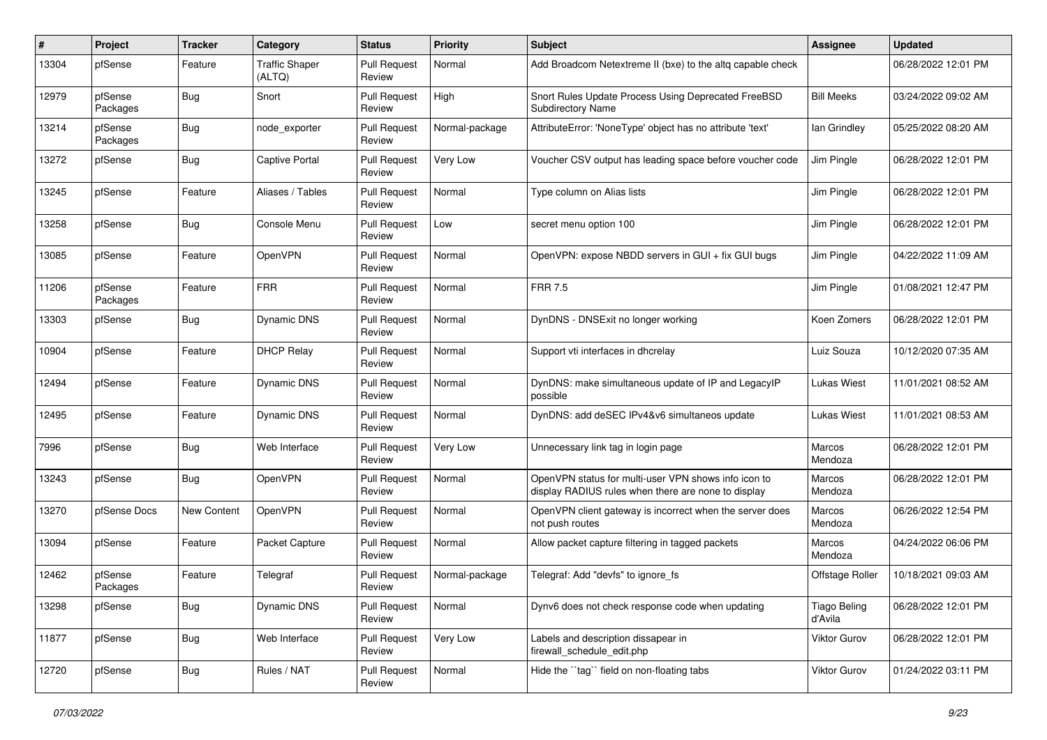| # | Project | Tracker | Category | Status | Priority | Subject | Assignee | Updated |
|---|---|---|---|---|---|---|---|---|
| 13304 | pfSense | Feature | Traffic Shaper (ALTQ) | Pull Request Review | Normal | Add Broadcom Netextreme II (bxe) to the altq capable check | | 06/28/2022 12:01 PM |
| 12979 | pfSense Packages | Bug | Snort | Pull Request Review | High | Snort Rules Update Process Using Deprecated FreeBSD Subdirectory Name | Bill Meeks | 03/24/2022 09:02 AM |
| 13214 | pfSense Packages | Bug | node_exporter | Pull Request Review | Normal-package | AttributeError: 'NoneType' object has no attribute 'text' | Ian Grindley | 05/25/2022 08:20 AM |
| 13272 | pfSense | Bug | Captive Portal | Pull Request Review | Very Low | Voucher CSV output has leading space before voucher code | Jim Pingle | 06/28/2022 12:01 PM |
| 13245 | pfSense | Feature | Aliases / Tables | Pull Request Review | Normal | Type column on Alias lists | Jim Pingle | 06/28/2022 12:01 PM |
| 13258 | pfSense | Bug | Console Menu | Pull Request Review | Low | secret menu option 100 | Jim Pingle | 06/28/2022 12:01 PM |
| 13085 | pfSense | Feature | OpenVPN | Pull Request Review | Normal | OpenVPN: expose NBDD servers in GUI + fix GUI bugs | Jim Pingle | 04/22/2022 11:09 AM |
| 11206 | pfSense Packages | Feature | FRR | Pull Request Review | Normal | FRR 7.5 | Jim Pingle | 01/08/2021 12:47 PM |
| 13303 | pfSense | Bug | Dynamic DNS | Pull Request Review | Normal | DynDNS - DNSExit no longer working | Koen Zomers | 06/28/2022 12:01 PM |
| 10904 | pfSense | Feature | DHCP Relay | Pull Request Review | Normal | Support vti interfaces in dhcrelay | Luiz Souza | 10/12/2020 07:35 AM |
| 12494 | pfSense | Feature | Dynamic DNS | Pull Request Review | Normal | DynDNS: make simultaneous update of IP and LegacyIP possible | Lukas Wiest | 11/01/2021 08:52 AM |
| 12495 | pfSense | Feature | Dynamic DNS | Pull Request Review | Normal | DynDNS: add deSEC IPv4&v6 simultaneos update | Lukas Wiest | 11/01/2021 08:53 AM |
| 7996 | pfSense | Bug | Web Interface | Pull Request Review | Very Low | Unnecessary link tag in login page | Marcos Mendoza | 06/28/2022 12:01 PM |
| 13243 | pfSense | Bug | OpenVPN | Pull Request Review | Normal | OpenVPN status for multi-user VPN shows info icon to display RADIUS rules when there are none to display | Marcos Mendoza | 06/28/2022 12:01 PM |
| 13270 | pfSense Docs | New Content | OpenVPN | Pull Request Review | Normal | OpenVPN client gateway is incorrect when the server does not push routes | Marcos Mendoza | 06/26/2022 12:54 PM |
| 13094 | pfSense | Feature | Packet Capture | Pull Request Review | Normal | Allow packet capture filtering in tagged packets | Marcos Mendoza | 04/24/2022 06:06 PM |
| 12462 | pfSense Packages | Feature | Telegraf | Pull Request Review | Normal-package | Telegraf: Add "devfs" to ignore_fs | Offstage Roller | 10/18/2021 09:03 AM |
| 13298 | pfSense | Bug | Dynamic DNS | Pull Request Review | Normal | Dynv6 does not check response code when updating | Tiago Beling d'Avila | 06/28/2022 12:01 PM |
| 11877 | pfSense | Bug | Web Interface | Pull Request Review | Very Low | Labels and description dissapear in firewall_schedule_edit.php | Viktor Gurov | 06/28/2022 12:01 PM |
| 12720 | pfSense | Bug | Rules / NAT | Pull Request Review | Normal | Hide the ``tag`` field on non-floating tabs | Viktor Gurov | 01/24/2022 03:11 PM |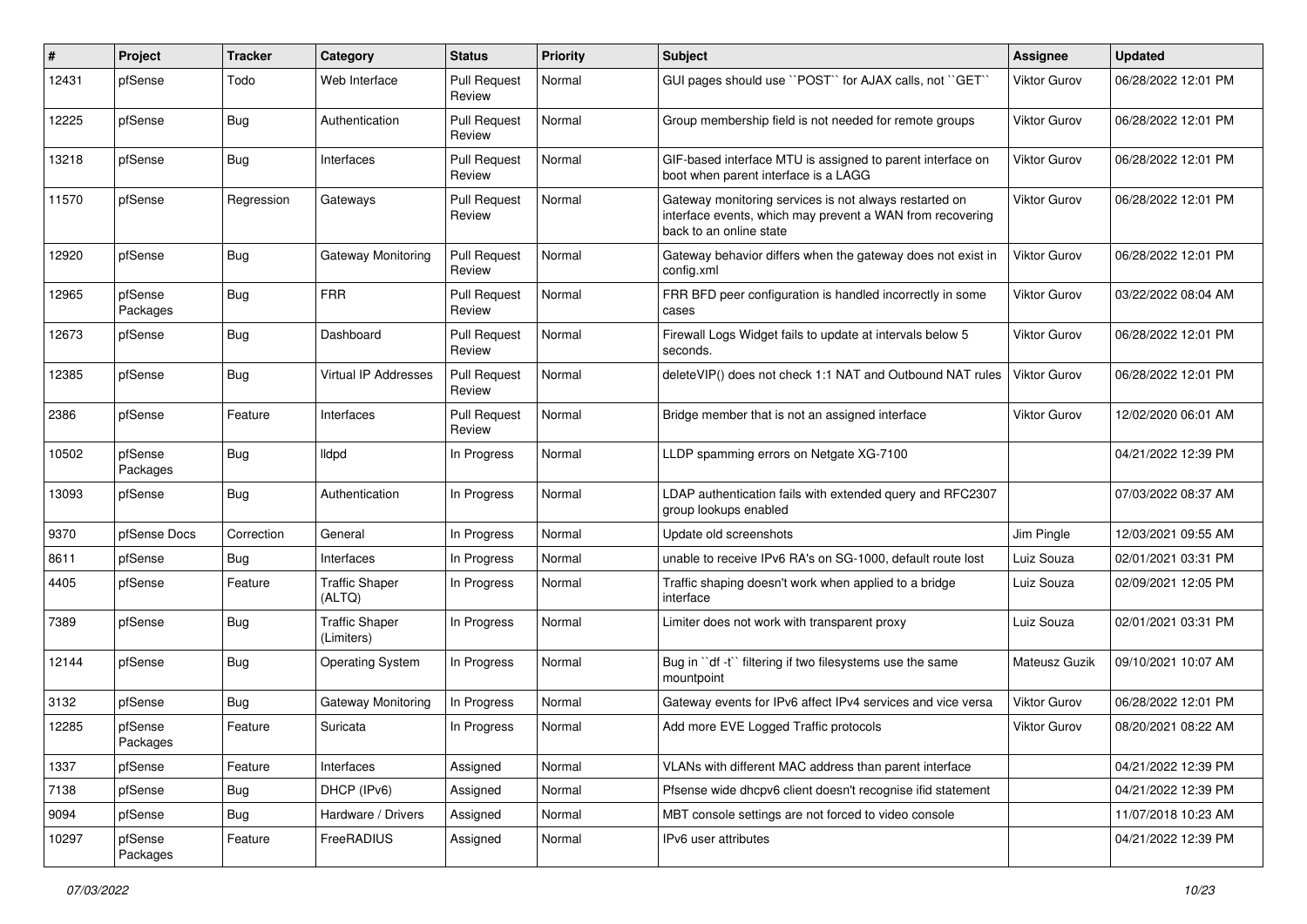| # | Project | Tracker | Category | Status | Priority | Subject | Assignee | Updated |
|---|---|---|---|---|---|---|---|---|
| 12431 | pfSense | Todo | Web Interface | Pull Request Review | Normal | GUI pages should use ``POST`` for AJAX calls, not ``GET`` | Viktor Gurov | 06/28/2022 12:01 PM |
| 12225 | pfSense | Bug | Authentication | Pull Request Review | Normal | Group membership field is not needed for remote groups | Viktor Gurov | 06/28/2022 12:01 PM |
| 13218 | pfSense | Bug | Interfaces | Pull Request Review | Normal | GIF-based interface MTU is assigned to parent interface on boot when parent interface is a LAGG | Viktor Gurov | 06/28/2022 12:01 PM |
| 11570 | pfSense | Regression | Gateways | Pull Request Review | Normal | Gateway monitoring services is not always restarted on interface events, which may prevent a WAN from recovering back to an online state | Viktor Gurov | 06/28/2022 12:01 PM |
| 12920 | pfSense | Bug | Gateway Monitoring | Pull Request Review | Normal | Gateway behavior differs when the gateway does not exist in config.xml | Viktor Gurov | 06/28/2022 12:01 PM |
| 12965 | pfSense Packages | Bug | FRR | Pull Request Review | Normal | FRR BFD peer configuration is handled incorrectly in some cases | Viktor Gurov | 03/22/2022 08:04 AM |
| 12673 | pfSense | Bug | Dashboard | Pull Request Review | Normal | Firewall Logs Widget fails to update at intervals below 5 seconds. | Viktor Gurov | 06/28/2022 12:01 PM |
| 12385 | pfSense | Bug | Virtual IP Addresses | Pull Request Review | Normal | deleteVIP() does not check 1:1 NAT and Outbound NAT rules | Viktor Gurov | 06/28/2022 12:01 PM |
| 2386 | pfSense | Feature | Interfaces | Pull Request Review | Normal | Bridge member that is not an assigned interface | Viktor Gurov | 12/02/2020 06:01 AM |
| 10502 | pfSense Packages | Bug | lldpd | In Progress | Normal | LLDP spamming errors on Netgate XG-7100 | | 04/21/2022 12:39 PM |
| 13093 | pfSense | Bug | Authentication | In Progress | Normal | LDAP authentication fails with extended query and RFC2307 group lookups enabled | | 07/03/2022 08:37 AM |
| 9370 | pfSense Docs | Correction | General | In Progress | Normal | Update old screenshots | Jim Pingle | 12/03/2021 09:55 AM |
| 8611 | pfSense | Bug | Interfaces | In Progress | Normal | unable to receive IPv6 RA's on SG-1000, default route lost | Luiz Souza | 02/01/2021 03:31 PM |
| 4405 | pfSense | Feature | Traffic Shaper (ALTQ) | In Progress | Normal | Traffic shaping doesn't work when applied to a bridge interface | Luiz Souza | 02/09/2021 12:05 PM |
| 7389 | pfSense | Bug | Traffic Shaper (Limiters) | In Progress | Normal | Limiter does not work with transparent proxy | Luiz Souza | 02/01/2021 03:31 PM |
| 12144 | pfSense | Bug | Operating System | In Progress | Normal | Bug in ``df -t`` filtering if two filesystems use the same mountpoint | Mateusz Guzik | 09/10/2021 10:07 AM |
| 3132 | pfSense | Bug | Gateway Monitoring | In Progress | Normal | Gateway events for IPv6 affect IPv4 services and vice versa | Viktor Gurov | 06/28/2022 12:01 PM |
| 12285 | pfSense Packages | Feature | Suricata | In Progress | Normal | Add more EVE Logged Traffic protocols | Viktor Gurov | 08/20/2021 08:22 AM |
| 1337 | pfSense | Feature | Interfaces | Assigned | Normal | VLANs with different MAC address than parent interface | | 04/21/2022 12:39 PM |
| 7138 | pfSense | Bug | DHCP (IPv6) | Assigned | Normal | Pfsense wide dhcpv6 client doesn't recognise ifid statement | | 04/21/2022 12:39 PM |
| 9094 | pfSense | Bug | Hardware / Drivers | Assigned | Normal | MBT console settings are not forced to video console | | 11/07/2018 10:23 AM |
| 10297 | pfSense Packages | Feature | FreeRADIUS | Assigned | Normal | IPv6 user attributes | | 04/21/2022 12:39 PM |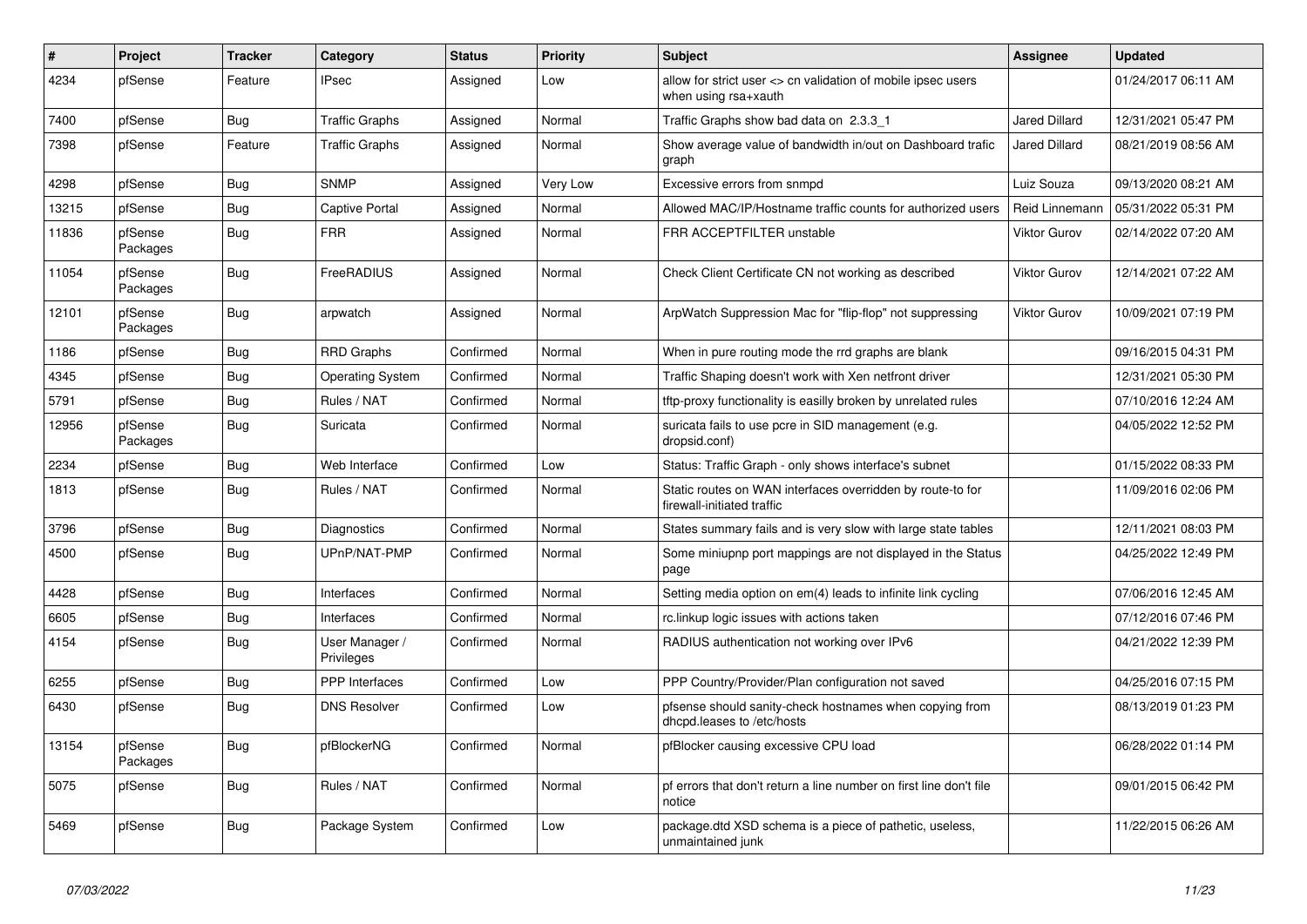| # | Project | Tracker | Category | Status | Priority | Subject | Assignee | Updated |
|---|---|---|---|---|---|---|---|---|
| 4234 | pfSense | Feature | IPsec | Assigned | Low | allow for strict user <> cn validation of mobile ipsec users when using rsa+xauth | | 01/24/2017 06:11 AM |
| 7400 | pfSense | Bug | Traffic Graphs | Assigned | Normal | Traffic Graphs show bad data on 2.3.3_1 | Jared Dillard | 12/31/2021 05:47 PM |
| 7398 | pfSense | Feature | Traffic Graphs | Assigned | Normal | Show average value of bandwidth in/out on Dashboard trafic graph | Jared Dillard | 08/21/2019 08:56 AM |
| 4298 | pfSense | Bug | SNMP | Assigned | Very Low | Excessive errors from snmpd | Luiz Souza | 09/13/2020 08:21 AM |
| 13215 | pfSense | Bug | Captive Portal | Assigned | Normal | Allowed MAC/IP/Hostname traffic counts for authorized users | Reid Linnemann | 05/31/2022 05:31 PM |
| 11836 | pfSense Packages | Bug | FRR | Assigned | Normal | FRR ACCEPTFILTER unstable | Viktor Gurov | 02/14/2022 07:20 AM |
| 11054 | pfSense Packages | Bug | FreeRADIUS | Assigned | Normal | Check Client Certificate CN not working as described | Viktor Gurov | 12/14/2021 07:22 AM |
| 12101 | pfSense Packages | Bug | arpwatch | Assigned | Normal | ArpWatch Suppression Mac for "flip-flop" not suppressing | Viktor Gurov | 10/09/2021 07:19 PM |
| 1186 | pfSense | Bug | RRD Graphs | Confirmed | Normal | When in pure routing mode the rrd graphs are blank | | 09/16/2015 04:31 PM |
| 4345 | pfSense | Bug | Operating System | Confirmed | Normal | Traffic Shaping doesn't work with Xen netfront driver | | 12/31/2021 05:30 PM |
| 5791 | pfSense | Bug | Rules / NAT | Confirmed | Normal | tftp-proxy functionality is easilly broken by unrelated rules | | 07/10/2016 12:24 AM |
| 12956 | pfSense Packages | Bug | Suricata | Confirmed | Normal | suricata fails to use pcre in SID management (e.g. dropsid.conf) | | 04/05/2022 12:52 PM |
| 2234 | pfSense | Bug | Web Interface | Confirmed | Low | Status: Traffic Graph - only shows interface's subnet | | 01/15/2022 08:33 PM |
| 1813 | pfSense | Bug | Rules / NAT | Confirmed | Normal | Static routes on WAN interfaces overridden by route-to for firewall-initiated traffic | | 11/09/2016 02:06 PM |
| 3796 | pfSense | Bug | Diagnostics | Confirmed | Normal | States summary fails and is very slow with large state tables | | 12/11/2021 08:03 PM |
| 4500 | pfSense | Bug | UPnP/NAT-PMP | Confirmed | Normal | Some miniupnp port mappings are not displayed in the Status page | | 04/25/2022 12:49 PM |
| 4428 | pfSense | Bug | Interfaces | Confirmed | Normal | Setting media option on em(4) leads to infinite link cycling | | 07/06/2016 12:45 AM |
| 6605 | pfSense | Bug | Interfaces | Confirmed | Normal | rc.linkup logic issues with actions taken | | 07/12/2016 07:46 PM |
| 4154 | pfSense | Bug | User Manager / Privileges | Confirmed | Normal | RADIUS authentication not working over IPv6 | | 04/21/2022 12:39 PM |
| 6255 | pfSense | Bug | PPP Interfaces | Confirmed | Low | PPP Country/Provider/Plan configuration not saved | | 04/25/2016 07:15 PM |
| 6430 | pfSense | Bug | DNS Resolver | Confirmed | Low | pfsense should sanity-check hostnames when copying from dhcpd.leases to /etc/hosts | | 08/13/2019 01:23 PM |
| 13154 | pfSense Packages | Bug | pfBlockerNG | Confirmed | Normal | pfBlocker causing excessive CPU load | | 06/28/2022 01:14 PM |
| 5075 | pfSense | Bug | Rules / NAT | Confirmed | Normal | pf errors that don't return a line number on first line don't file notice | | 09/01/2015 06:42 PM |
| 5469 | pfSense | Bug | Package System | Confirmed | Low | package.dtd XSD schema is a piece of pathetic, useless, unmaintained junk | | 11/22/2015 06:26 AM |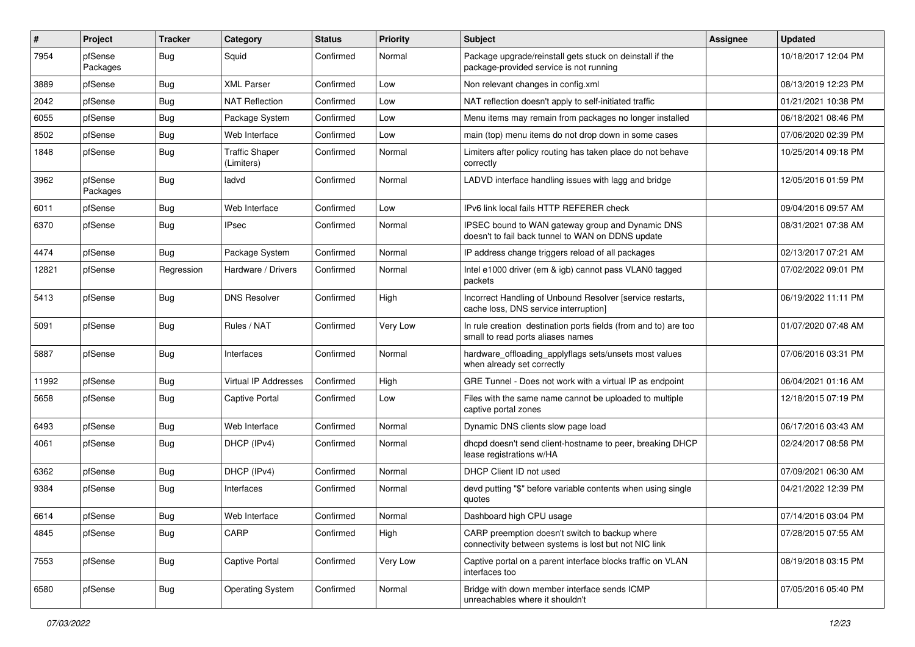| # | Project | Tracker | Category | Status | Priority | Subject | Assignee | Updated |
|---|---|---|---|---|---|---|---|---|
| 7954 | pfSense Packages | Bug | Squid | Confirmed | Normal | Package upgrade/reinstall gets stuck on deinstall if the package-provided service is not running | | 10/18/2017 12:04 PM |
| 3889 | pfSense | Bug | XML Parser | Confirmed | Low | Non relevant changes in config.xml | | 08/13/2019 12:23 PM |
| 2042 | pfSense | Bug | NAT Reflection | Confirmed | Low | NAT reflection doesn't apply to self-initiated traffic | | 01/21/2021 10:38 PM |
| 6055 | pfSense | Bug | Package System | Confirmed | Low | Menu items may remain from packages no longer installed | | 06/18/2021 08:46 PM |
| 8502 | pfSense | Bug | Web Interface | Confirmed | Low | main (top) menu items do not drop down in some cases | | 07/06/2020 02:39 PM |
| 1848 | pfSense | Bug | Traffic Shaper (Limiters) | Confirmed | Normal | Limiters after policy routing has taken place do not behave correctly | | 10/25/2014 09:18 PM |
| 3962 | pfSense Packages | Bug | ladvd | Confirmed | Normal | LADVD interface handling issues with lagg and bridge | | 12/05/2016 01:59 PM |
| 6011 | pfSense | Bug | Web Interface | Confirmed | Low | IPv6 link local fails HTTP REFERER check | | 09/04/2016 09:57 AM |
| 6370 | pfSense | Bug | IPsec | Confirmed | Normal | IPSEC bound to WAN gateway group and Dynamic DNS doesn't to fail back tunnel to WAN on DDNS update | | 08/31/2021 07:38 AM |
| 4474 | pfSense | Bug | Package System | Confirmed | Normal | IP address change triggers reload of all packages | | 02/13/2017 07:21 AM |
| 12821 | pfSense | Regression | Hardware / Drivers | Confirmed | Normal | Intel e1000 driver (em & igb) cannot pass VLAN0 tagged packets | | 07/02/2022 09:01 PM |
| 5413 | pfSense | Bug | DNS Resolver | Confirmed | High | Incorrect Handling of Unbound Resolver [service restarts, cache loss, DNS service interruption] | | 06/19/2022 11:11 PM |
| 5091 | pfSense | Bug | Rules / NAT | Confirmed | Very Low | In rule creation destination ports fields (from and to) are too small to read ports aliases names | | 01/07/2020 07:48 AM |
| 5887 | pfSense | Bug | Interfaces | Confirmed | Normal | hardware_offloading_applyflags sets/unsets most values when already set correctly | | 07/06/2016 03:31 PM |
| 11992 | pfSense | Bug | Virtual IP Addresses | Confirmed | High | GRE Tunnel - Does not work with a virtual IP as endpoint | | 06/04/2021 01:16 AM |
| 5658 | pfSense | Bug | Captive Portal | Confirmed | Low | Files with the same name cannot be uploaded to multiple captive portal zones | | 12/18/2015 07:19 PM |
| 6493 | pfSense | Bug | Web Interface | Confirmed | Normal | Dynamic DNS clients slow page load | | 06/17/2016 03:43 AM |
| 4061 | pfSense | Bug | DHCP (IPv4) | Confirmed | Normal | dhcpd doesn't send client-hostname to peer, breaking DHCP lease registrations w/HA | | 02/24/2017 08:58 PM |
| 6362 | pfSense | Bug | DHCP (IPv4) | Confirmed | Normal | DHCP Client ID not used | | 07/09/2021 06:30 AM |
| 9384 | pfSense | Bug | Interfaces | Confirmed | Normal | devd putting "$" before variable contents when using single quotes | | 04/21/2022 12:39 PM |
| 6614 | pfSense | Bug | Web Interface | Confirmed | Normal | Dashboard high CPU usage | | 07/14/2016 03:04 PM |
| 4845 | pfSense | Bug | CARP | Confirmed | High | CARP preemption doesn't switch to backup where connectivity between systems is lost but not NIC link | | 07/28/2015 07:55 AM |
| 7553 | pfSense | Bug | Captive Portal | Confirmed | Very Low | Captive portal on a parent interface blocks traffic on VLAN interfaces too | | 08/19/2018 03:15 PM |
| 6580 | pfSense | Bug | Operating System | Confirmed | Normal | Bridge with down member interface sends ICMP unreachables where it shouldn't | | 07/05/2016 05:40 PM |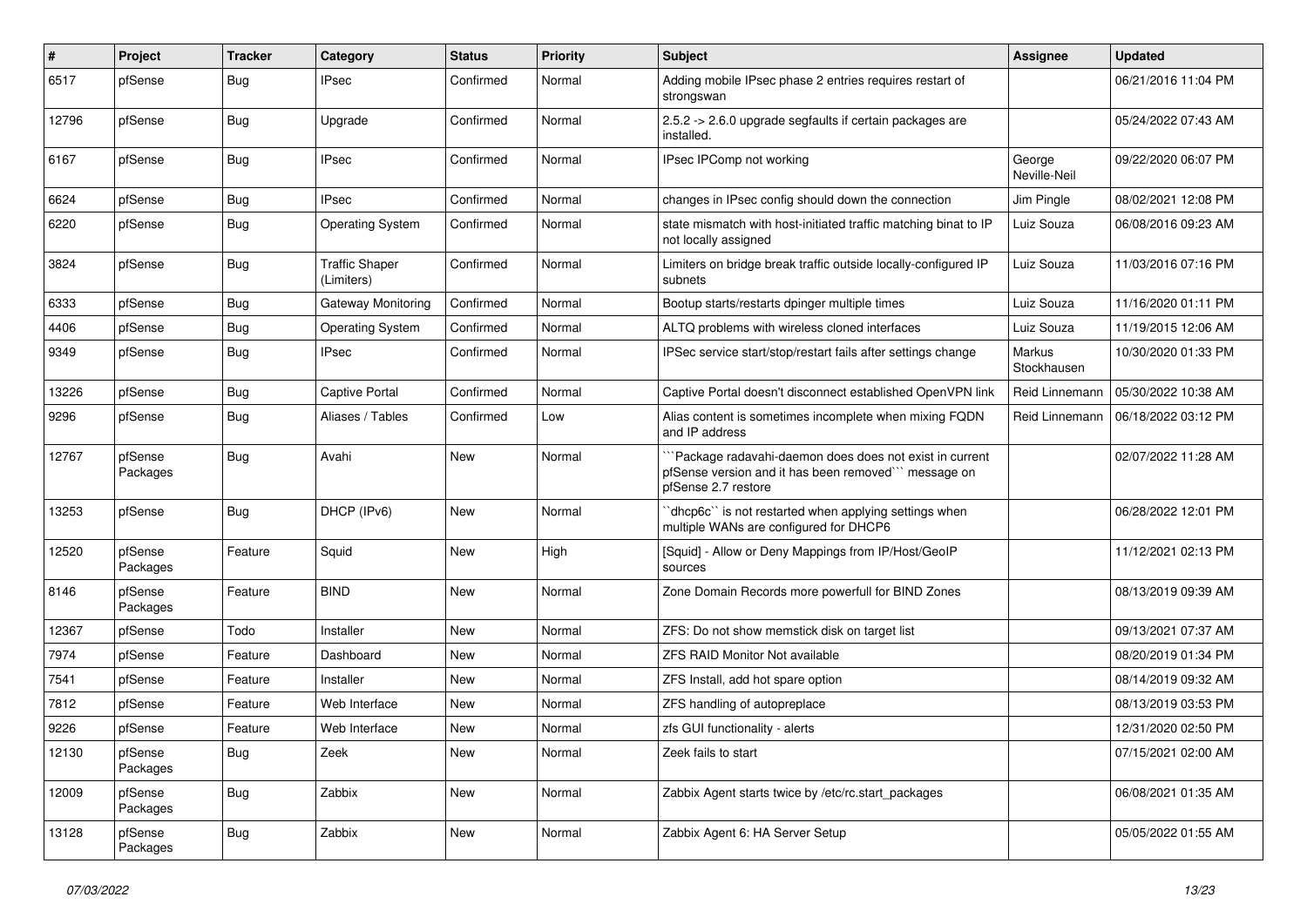| # | Project | Tracker | Category | Status | Priority | Subject | Assignee | Updated |
|---|---|---|---|---|---|---|---|---|
| 6517 | pfSense | Bug | IPsec | Confirmed | Normal | Adding mobile IPsec phase 2 entries requires restart of strongswan | | 06/21/2016 11:04 PM |
| 12796 | pfSense | Bug | Upgrade | Confirmed | Normal | 2.5.2 -> 2.6.0 upgrade segfaults if certain packages are installed. | | 05/24/2022 07:43 AM |
| 6167 | pfSense | Bug | IPsec | Confirmed | Normal | IPsec IPComp not working | George Neville-Neil | 09/22/2020 06:07 PM |
| 6624 | pfSense | Bug | IPsec | Confirmed | Normal | changes in IPsec config should down the connection | Jim Pingle | 08/02/2021 12:08 PM |
| 6220 | pfSense | Bug | Operating System | Confirmed | Normal | state mismatch with host-initiated traffic matching binat to IP not locally assigned | Luiz Souza | 06/08/2016 09:23 AM |
| 3824 | pfSense | Bug | Traffic Shaper (Limiters) | Confirmed | Normal | Limiters on bridge break traffic outside locally-configured IP subnets | Luiz Souza | 11/03/2016 07:16 PM |
| 6333 | pfSense | Bug | Gateway Monitoring | Confirmed | Normal | Bootup starts/restarts dpinger multiple times | Luiz Souza | 11/16/2020 01:11 PM |
| 4406 | pfSense | Bug | Operating System | Confirmed | Normal | ALTQ problems with wireless cloned interfaces | Luiz Souza | 11/19/2015 12:06 AM |
| 9349 | pfSense | Bug | IPsec | Confirmed | Normal | IPSec service start/stop/restart fails after settings change | Markus Stockhausen | 10/30/2020 01:33 PM |
| 13226 | pfSense | Bug | Captive Portal | Confirmed | Normal | Captive Portal doesn't disconnect established OpenVPN link | Reid Linnemann | 05/30/2022 10:38 AM |
| 9296 | pfSense | Bug | Aliases / Tables | Confirmed | Low | Alias content is sometimes incomplete when mixing FQDN and IP address | Reid Linnemann | 06/18/2022 03:12 PM |
| 12767 | pfSense Packages | Bug | Avahi | New | Normal | ```Package radavahi-daemon does does not exist in current pfSense version and it has been removed``` message on pfSense 2.7 restore | | 02/07/2022 11:28 AM |
| 13253 | pfSense | Bug | DHCP (IPv6) | New | Normal | ``dhcp6c`` is not restarted when applying settings when multiple WANs are configured for DHCP6 | | 06/28/2022 12:01 PM |
| 12520 | pfSense Packages | Feature | Squid | New | High | [Squid] - Allow or Deny Mappings from IP/Host/GeoIP sources | | 11/12/2021 02:13 PM |
| 8146 | pfSense Packages | Feature | BIND | New | Normal | Zone Domain Records more powerfull for BIND Zones | | 08/13/2019 09:39 AM |
| 12367 | pfSense | Todo | Installer | New | Normal | ZFS: Do not show memstick disk on target list | | 09/13/2021 07:37 AM |
| 7974 | pfSense | Feature | Dashboard | New | Normal | ZFS RAID Monitor Not available | | 08/20/2019 01:34 PM |
| 7541 | pfSense | Feature | Installer | New | Normal | ZFS Install, add hot spare option | | 08/14/2019 09:32 AM |
| 7812 | pfSense | Feature | Web Interface | New | Normal | ZFS handling of autopreplace | | 08/13/2019 03:53 PM |
| 9226 | pfSense | Feature | Web Interface | New | Normal | zfs GUI functionality - alerts | | 12/31/2020 02:50 PM |
| 12130 | pfSense Packages | Bug | Zeek | New | Normal | Zeek fails to start | | 07/15/2021 02:00 AM |
| 12009 | pfSense Packages | Bug | Zabbix | New | Normal | Zabbix Agent starts twice by /etc/rc.start_packages | | 06/08/2021 01:35 AM |
| 13128 | pfSense Packages | Bug | Zabbix | New | Normal | Zabbix Agent 6: HA Server Setup | | 05/05/2022 01:55 AM |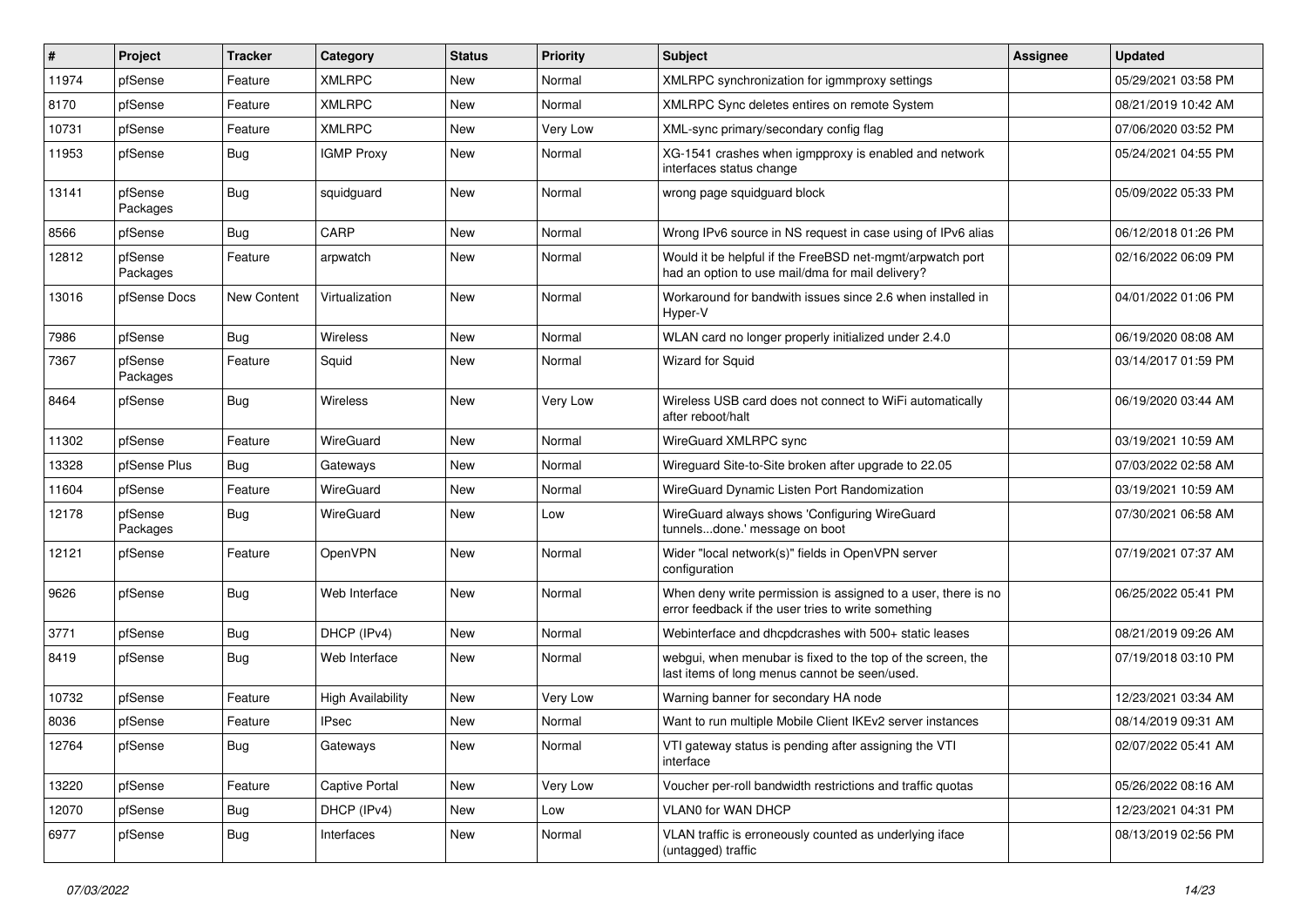| # | Project | Tracker | Category | Status | Priority | Subject | Assignee | Updated |
|---|---|---|---|---|---|---|---|---|
| 11974 | pfSense | Feature | XMLRPC | New | Normal | XMLRPC synchronization for igmmproxy settings | | 05/29/2021 03:58 PM |
| 8170 | pfSense | Feature | XMLRPC | New | Normal | XMLRPC Sync deletes entires on remote System | | 08/21/2019 10:42 AM |
| 10731 | pfSense | Feature | XMLRPC | New | Very Low | XML-sync primary/secondary config flag | | 07/06/2020 03:52 PM |
| 11953 | pfSense | Bug | IGMP Proxy | New | Normal | XG-1541 crashes when igmpproxy is enabled and network interfaces status change | | 05/24/2021 04:55 PM |
| 13141 | pfSense Packages | Bug | squidguard | New | Normal | wrong page squidguard block | | 05/09/2022 05:33 PM |
| 8566 | pfSense | Bug | CARP | New | Normal | Wrong IPv6 source in NS request in case using of IPv6 alias | | 06/12/2018 01:26 PM |
| 12812 | pfSense Packages | Feature | arpwatch | New | Normal | Would it be helpful if the FreeBSD net-mgmt/arpwatch port had an option to use mail/dma for mail delivery? | | 02/16/2022 06:09 PM |
| 13016 | pfSense Docs | New Content | Virtualization | New | Normal | Workaround for bandwith issues since 2.6 when installed in Hyper-V | | 04/01/2022 01:06 PM |
| 7986 | pfSense | Bug | Wireless | New | Normal | WLAN card no longer properly initialized under 2.4.0 | | 06/19/2020 08:08 AM |
| 7367 | pfSense Packages | Feature | Squid | New | Normal | Wizard for Squid | | 03/14/2017 01:59 PM |
| 8464 | pfSense | Bug | Wireless | New | Very Low | Wireless USB card does not connect to WiFi automatically after reboot/halt | | 06/19/2020 03:44 AM |
| 11302 | pfSense | Feature | WireGuard | New | Normal | WireGuard XMLRPC sync | | 03/19/2021 10:59 AM |
| 13328 | pfSense Plus | Bug | Gateways | New | Normal | Wireguard Site-to-Site broken after upgrade to 22.05 | | 07/03/2022 02:58 AM |
| 11604 | pfSense | Feature | WireGuard | New | Normal | WireGuard Dynamic Listen Port Randomization | | 03/19/2021 10:59 AM |
| 12178 | pfSense Packages | Bug | WireGuard | New | Low | WireGuard always shows 'Configuring WireGuard tunnels...done.' message on boot | | 07/30/2021 06:58 AM |
| 12121 | pfSense | Feature | OpenVPN | New | Normal | Wider "local network(s)" fields in OpenVPN server configuration | | 07/19/2021 07:37 AM |
| 9626 | pfSense | Bug | Web Interface | New | Normal | When deny write permission is assigned to a user, there is no error feedback if the user tries to write something | | 06/25/2022 05:41 PM |
| 3771 | pfSense | Bug | DHCP (IPv4) | New | Normal | Webinterface and dhcpdcrashes with 500+ static leases | | 08/21/2019 09:26 AM |
| 8419 | pfSense | Bug | Web Interface | New | Normal | webgui, when menubar is fixed to the top of the screen, the last items of long menus cannot be seen/used. | | 07/19/2018 03:10 PM |
| 10732 | pfSense | Feature | High Availability | New | Very Low | Warning banner for secondary HA node | | 12/23/2021 03:34 AM |
| 8036 | pfSense | Feature | IPsec | New | Normal | Want to run multiple Mobile Client IKEv2 server instances | | 08/14/2019 09:31 AM |
| 12764 | pfSense | Bug | Gateways | New | Normal | VTI gateway status is pending after assigning the VTI interface | | 02/07/2022 05:41 AM |
| 13220 | pfSense | Feature | Captive Portal | New | Very Low | Voucher per-roll bandwidth restrictions and traffic quotas | | 05/26/2022 08:16 AM |
| 12070 | pfSense | Bug | DHCP (IPv4) | New | Low | VLAN0 for WAN DHCP | | 12/23/2021 04:31 PM |
| 6977 | pfSense | Bug | Interfaces | New | Normal | VLAN traffic is erroneously counted as underlying iface (untagged) traffic | | 08/13/2019 02:56 PM |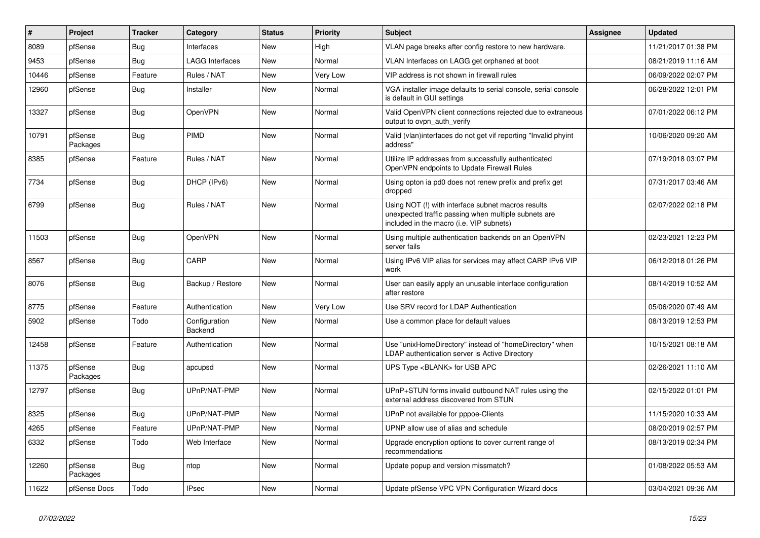| # | Project | Tracker | Category | Status | Priority | Subject | Assignee | Updated |
|---|---|---|---|---|---|---|---|---|
| 8089 | pfSense | Bug | Interfaces | New | High | VLAN page breaks after config restore to new hardware. | | 11/21/2017 01:38 PM |
| 9453 | pfSense | Bug | LAGG Interfaces | New | Normal | VLAN Interfaces on LAGG get orphaned at boot | | 08/21/2019 11:16 AM |
| 10446 | pfSense | Feature | Rules / NAT | New | Very Low | VIP address is not shown in firewall rules | | 06/09/2022 02:07 PM |
| 12960 | pfSense | Bug | Installer | New | Normal | VGA installer image defaults to serial console, serial console is default in GUI settings | | 06/28/2022 12:01 PM |
| 13327 | pfSense | Bug | OpenVPN | New | Normal | Valid OpenVPN client connections rejected due to extraneous output to ovpn_auth_verify | | 07/01/2022 06:12 PM |
| 10791 | pfSense Packages | Bug | PIMD | New | Normal | Valid (vlan)interfaces do not get vif reporting "Invalid phyint address" | | 10/06/2020 09:20 AM |
| 8385 | pfSense | Feature | Rules / NAT | New | Normal | Utilize IP addresses from successfully authenticated OpenVPN endpoints to Update Firewall Rules | | 07/19/2018 03:07 PM |
| 7734 | pfSense | Bug | DHCP (IPv6) | New | Normal | Using opton ia pd0 does not renew prefix and prefix get dropped | | 07/31/2017 03:46 AM |
| 6799 | pfSense | Bug | Rules / NAT | New | Normal | Using NOT (!) with interface subnet macros results unexpected traffic passing when multiple subnets are included in the macro (i.e. VIP subnets) | | 02/07/2022 02:18 PM |
| 11503 | pfSense | Bug | OpenVPN | New | Normal | Using multiple authentication backends on an OpenVPN server fails | | 02/23/2021 12:23 PM |
| 8567 | pfSense | Bug | CARP | New | Normal | Using IPv6 VIP alias for services may affect CARP IPv6 VIP work | | 06/12/2018 01:26 PM |
| 8076 | pfSense | Bug | Backup / Restore | New | Normal | User can easily apply an unusable interface configuration after restore | | 08/14/2019 10:52 AM |
| 8775 | pfSense | Feature | Authentication | New | Very Low | Use SRV record for LDAP Authentication | | 05/06/2020 07:49 AM |
| 5902 | pfSense | Todo | Configuration Backend | New | Normal | Use a common place for default values | | 08/13/2019 12:53 PM |
| 12458 | pfSense | Feature | Authentication | New | Normal | Use "unixHomeDirectory" instead of "homeDirectory" when LDAP authentication server is Active Directory | | 10/15/2021 08:18 AM |
| 11375 | pfSense Packages | Bug | apcupsd | New | Normal | UPS Type <BLANK> for USB APC | | 02/26/2021 11:10 AM |
| 12797 | pfSense | Bug | UPnP/NAT-PMP | New | Normal | UPnP+STUN forms invalid outbound NAT rules using the external address discovered from STUN | | 02/15/2022 01:01 PM |
| 8325 | pfSense | Bug | UPnP/NAT-PMP | New | Normal | UPnP not available for pppoe-Clients | | 11/15/2020 10:33 AM |
| 4265 | pfSense | Feature | UPnP/NAT-PMP | New | Normal | UPNP allow use of alias and schedule | | 08/20/2019 02:57 PM |
| 6332 | pfSense | Todo | Web Interface | New | Normal | Upgrade encryption options to cover current range of recommendations | | 08/13/2019 02:34 PM |
| 12260 | pfSense Packages | Bug | ntop | New | Normal | Update popup and version missmatch? | | 01/08/2022 05:53 AM |
| 11622 | pfSense Docs | Todo | IPsec | New | Normal | Update pfSense VPC VPN Configuration Wizard docs | | 03/04/2021 09:36 AM |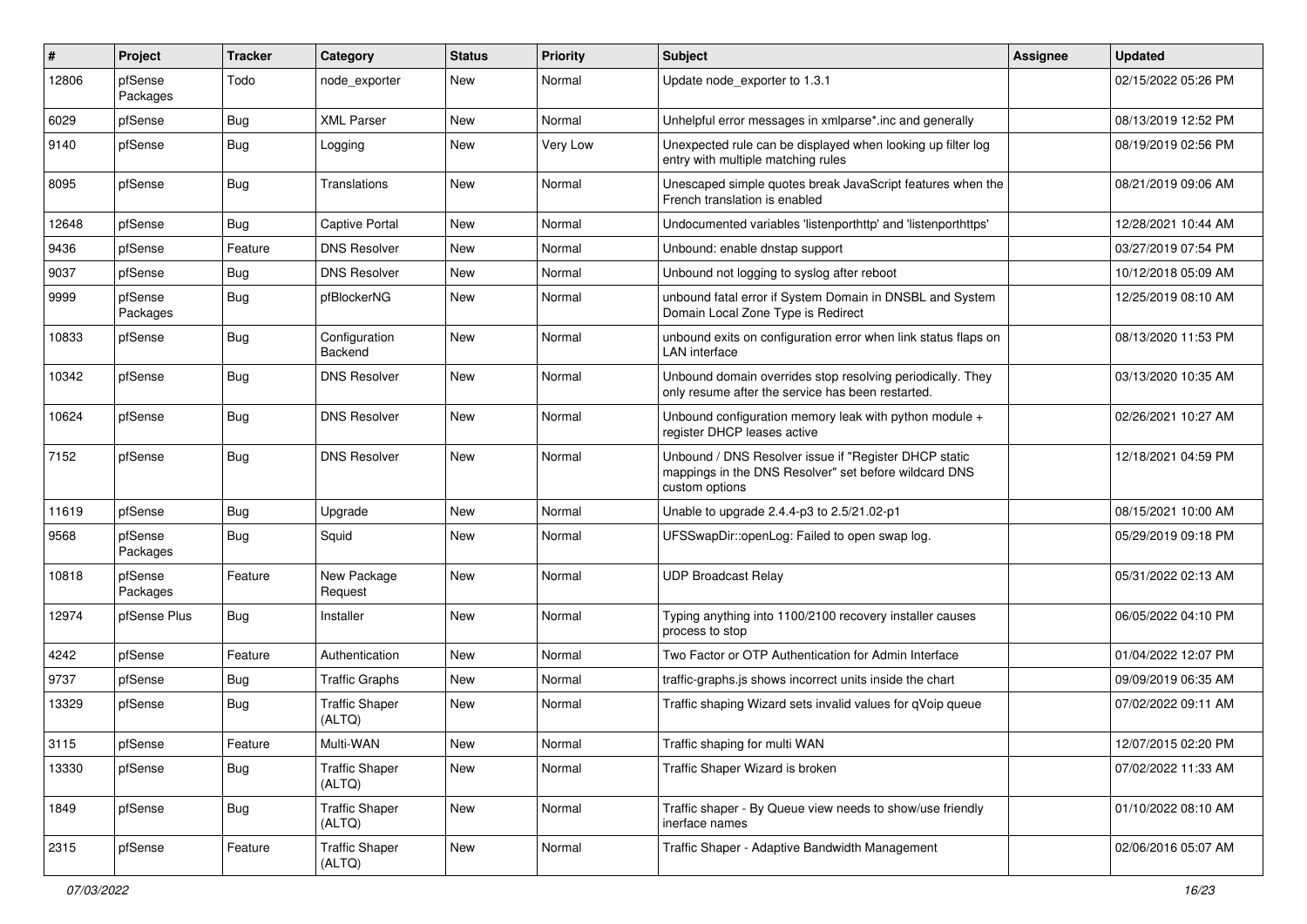| # | Project | Tracker | Category | Status | Priority | Subject | Assignee | Updated |
|---|---|---|---|---|---|---|---|---|
| 12806 | pfSense Packages | Todo | node_exporter | New | Normal | Update node_exporter to 1.3.1 | | 02/15/2022 05:26 PM |
| 6029 | pfSense | Bug | XML Parser | New | Normal | Unhelpful error messages in xmlparse*.inc and generally | | 08/13/2019 12:52 PM |
| 9140 | pfSense | Bug | Logging | New | Very Low | Unexpected rule can be displayed when looking up filter log entry with multiple matching rules | | 08/19/2019 02:56 PM |
| 8095 | pfSense | Bug | Translations | New | Normal | Unescaped simple quotes break JavaScript features when the French translation is enabled | | 08/21/2019 09:06 AM |
| 12648 | pfSense | Bug | Captive Portal | New | Normal | Undocumented variables 'listenporthttp' and 'listenporthttps' | | 12/28/2021 10:44 AM |
| 9436 | pfSense | Feature | DNS Resolver | New | Normal | Unbound: enable dnstap support | | 03/27/2019 07:54 PM |
| 9037 | pfSense | Bug | DNS Resolver | New | Normal | Unbound not logging to syslog after reboot | | 10/12/2018 05:09 AM |
| 9999 | pfSense Packages | Bug | pfBlockerNG | New | Normal | unbound fatal error if System Domain in DNSBL and System Domain Local Zone Type is Redirect | | 12/25/2019 08:10 AM |
| 10833 | pfSense | Bug | Configuration Backend | New | Normal | unbound exits on configuration error when link status flaps on LAN interface | | 08/13/2020 11:53 PM |
| 10342 | pfSense | Bug | DNS Resolver | New | Normal | Unbound domain overrides stop resolving periodically. They only resume after the service has been restarted. | | 03/13/2020 10:35 AM |
| 10624 | pfSense | Bug | DNS Resolver | New | Normal | Unbound configuration memory leak with python module + register DHCP leases active | | 02/26/2021 10:27 AM |
| 7152 | pfSense | Bug | DNS Resolver | New | Normal | Unbound / DNS Resolver issue if "Register DHCP static mappings in the DNS Resolver" set before wildcard DNS custom options | | 12/18/2021 04:59 PM |
| 11619 | pfSense | Bug | Upgrade | New | Normal | Unable to upgrade 2.4.4-p3 to 2.5/21.02-p1 | | 08/15/2021 10:00 AM |
| 9568 | pfSense Packages | Bug | Squid | New | Normal | UFSSwapDir::openLog: Failed to open swap log. | | 05/29/2019 09:18 PM |
| 10818 | pfSense Packages | Feature | New Package Request | New | Normal | UDP Broadcast Relay | | 05/31/2022 02:13 AM |
| 12974 | pfSense Plus | Bug | Installer | New | Normal | Typing anything into 1100/2100 recovery installer causes process to stop | | 06/05/2022 04:10 PM |
| 4242 | pfSense | Feature | Authentication | New | Normal | Two Factor or OTP Authentication for Admin Interface | | 01/04/2022 12:07 PM |
| 9737 | pfSense | Bug | Traffic Graphs | New | Normal | traffic-graphs.js shows incorrect units inside the chart | | 09/09/2019 06:35 AM |
| 13329 | pfSense | Bug | Traffic Shaper (ALTQ) | New | Normal | Traffic shaping Wizard sets invalid values for qVoip queue | | 07/02/2022 09:11 AM |
| 3115 | pfSense | Feature | Multi-WAN | New | Normal | Traffic shaping for multi WAN | | 12/07/2015 02:20 PM |
| 13330 | pfSense | Bug | Traffic Shaper (ALTQ) | New | Normal | Traffic Shaper Wizard is broken | | 07/02/2022 11:33 AM |
| 1849 | pfSense | Bug | Traffic Shaper (ALTQ) | New | Normal | Traffic shaper - By Queue view needs to show/use friendly inerface names | | 01/10/2022 08:10 AM |
| 2315 | pfSense | Feature | Traffic Shaper (ALTQ) | New | Normal | Traffic Shaper - Adaptive Bandwidth Management | | 02/06/2016 05:07 AM |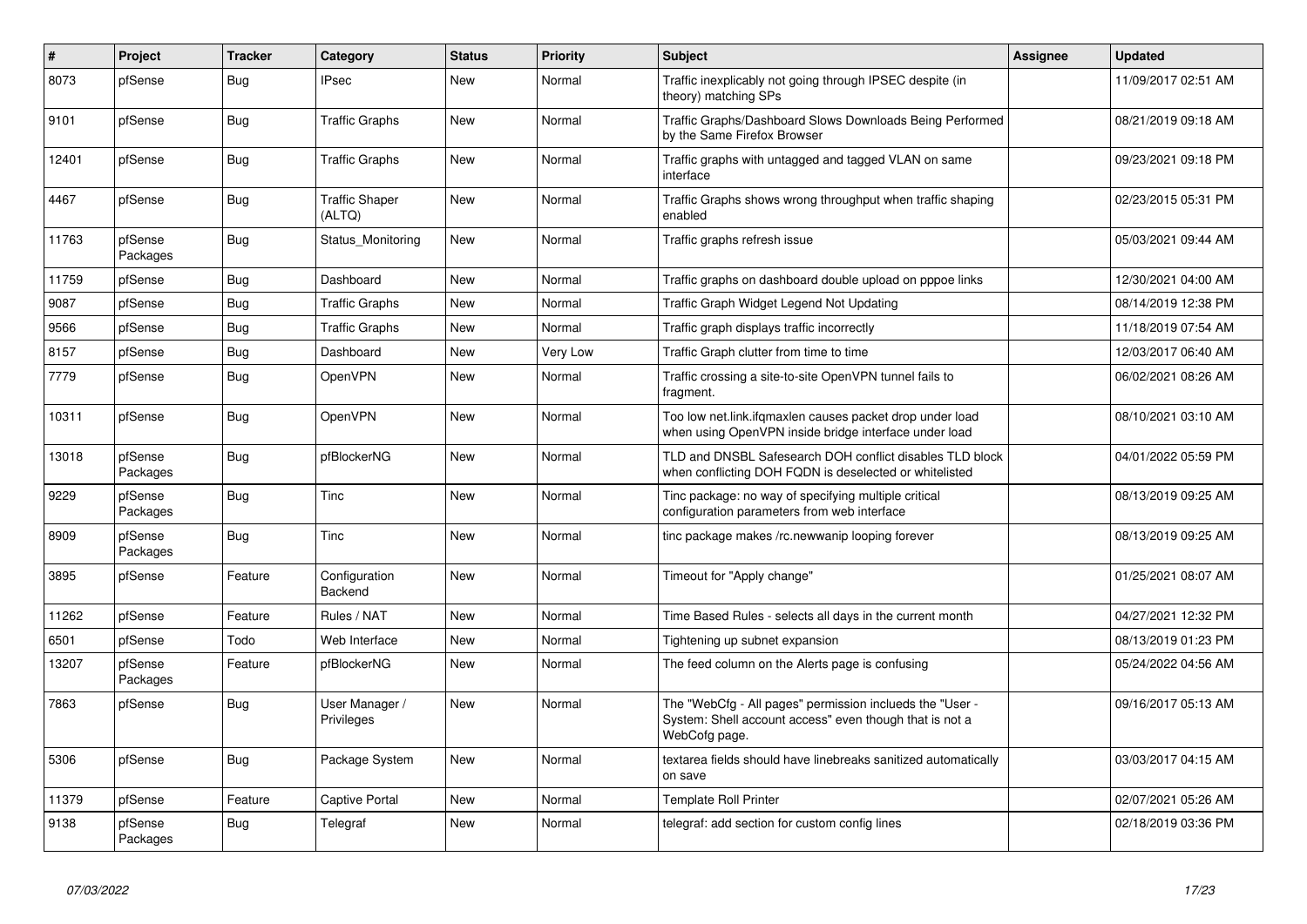| # | Project | Tracker | Category | Status | Priority | Subject | Assignee | Updated |
|---|---|---|---|---|---|---|---|---|
| 8073 | pfSense | Bug | IPsec | New | Normal | Traffic inexplicably not going through IPSEC despite (in theory) matching SPs | | 11/09/2017 02:51 AM |
| 9101 | pfSense | Bug | Traffic Graphs | New | Normal | Traffic Graphs/Dashboard Slows Downloads Being Performed by the Same Firefox Browser | | 08/21/2019 09:18 AM |
| 12401 | pfSense | Bug | Traffic Graphs | New | Normal | Traffic graphs with untagged and tagged VLAN on same interface | | 09/23/2021 09:18 PM |
| 4467 | pfSense | Bug | Traffic Shaper (ALTQ) | New | Normal | Traffic Graphs shows wrong throughput when traffic shaping enabled | | 02/23/2015 05:31 PM |
| 11763 | pfSense Packages | Bug | Status_Monitoring | New | Normal | Traffic graphs refresh issue | | 05/03/2021 09:44 AM |
| 11759 | pfSense | Bug | Dashboard | New | Normal | Traffic graphs on dashboard double upload on pppoe links | | 12/30/2021 04:00 AM |
| 9087 | pfSense | Bug | Traffic Graphs | New | Normal | Traffic Graph Widget Legend Not Updating | | 08/14/2019 12:38 PM |
| 9566 | pfSense | Bug | Traffic Graphs | New | Normal | Traffic graph displays traffic incorrectly | | 11/18/2019 07:54 AM |
| 8157 | pfSense | Bug | Dashboard | New | Very Low | Traffic Graph clutter from time to time | | 12/03/2017 06:40 AM |
| 7779 | pfSense | Bug | OpenVPN | New | Normal | Traffic crossing a site-to-site OpenVPN tunnel fails to fragment. | | 06/02/2021 08:26 AM |
| 10311 | pfSense | Bug | OpenVPN | New | Normal | Too low net.link.ifqmaxlen causes packet drop under load when using OpenVPN inside bridge interface under load | | 08/10/2021 03:10 AM |
| 13018 | pfSense Packages | Bug | pfBlockerNG | New | Normal | TLD and DNSBL Safesearch DOH conflict disables TLD block when conflicting DOH FQDN is deselected or whitelisted | | 04/01/2022 05:59 PM |
| 9229 | pfSense Packages | Bug | Tinc | New | Normal | Tinc package: no way of specifying multiple critical configuration parameters from web interface | | 08/13/2019 09:25 AM |
| 8909 | pfSense Packages | Bug | Tinc | New | Normal | tinc package makes /rc.newwanip looping forever | | 08/13/2019 09:25 AM |
| 3895 | pfSense | Feature | Configuration Backend | New | Normal | Timeout for "Apply change" | | 01/25/2021 08:07 AM |
| 11262 | pfSense | Feature | Rules / NAT | New | Normal | Time Based Rules - selects all days in the current month | | 04/27/2021 12:32 PM |
| 6501 | pfSense | Todo | Web Interface | New | Normal | Tightening up subnet expansion | | 08/13/2019 01:23 PM |
| 13207 | pfSense Packages | Feature | pfBlockerNG | New | Normal | The feed column on the Alerts page is confusing | | 05/24/2022 04:56 AM |
| 7863 | pfSense | Bug | User Manager / Privileges | New | Normal | The "WebCfg - All pages" permission inclueds the "User - System: Shell account access" even though that is not a WebCofg page. | | 09/16/2017 05:13 AM |
| 5306 | pfSense | Bug | Package System | New | Normal | textarea fields should have linebreaks sanitized automatically on save | | 03/03/2017 04:15 AM |
| 11379 | pfSense | Feature | Captive Portal | New | Normal | Template Roll Printer | | 02/07/2021 05:26 AM |
| 9138 | pfSense Packages | Bug | Telegraf | New | Normal | telegraf: add section for custom config lines | | 02/18/2019 03:36 PM |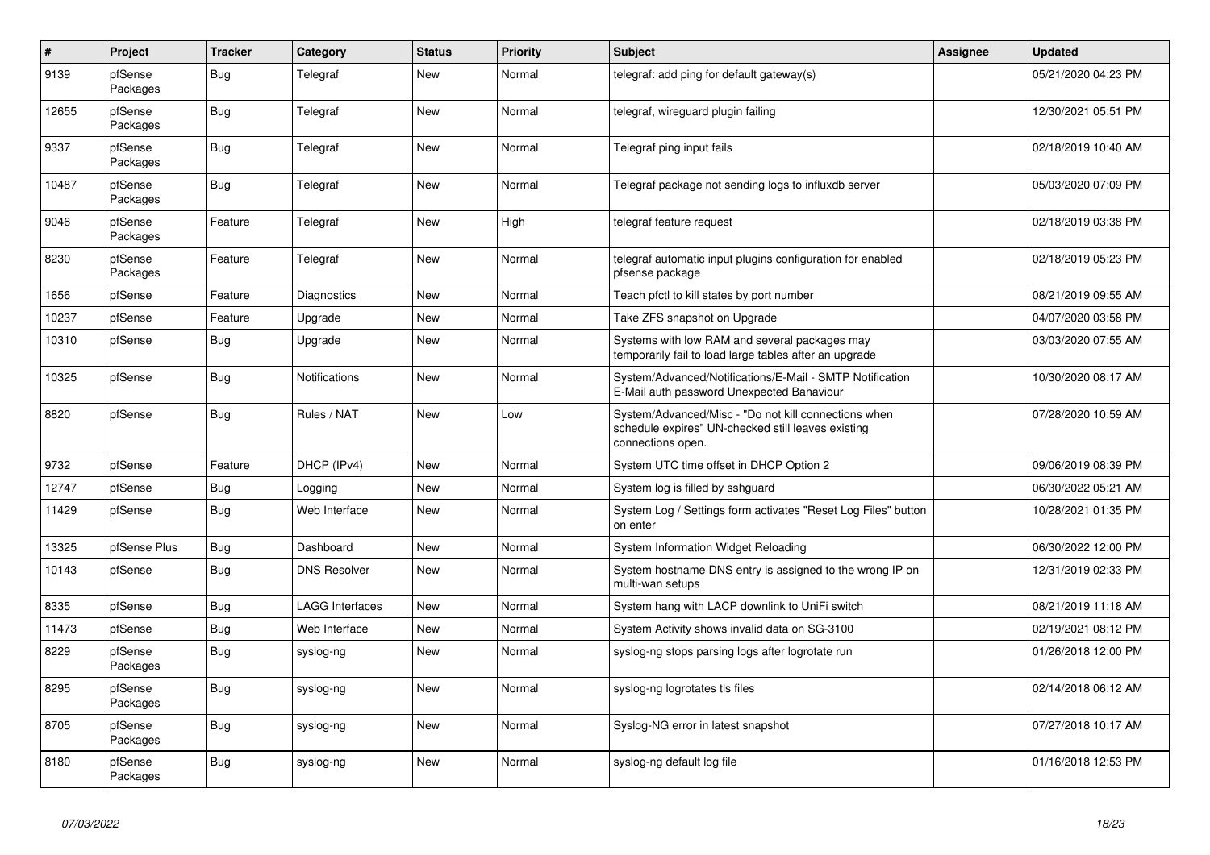| # | Project | Tracker | Category | Status | Priority | Subject | Assignee | Updated |
|---|---|---|---|---|---|---|---|---|
| 9139 | pfSense Packages | Bug | Telegraf | New | Normal | telegraf: add ping for default gateway(s) | | 05/21/2020 04:23 PM |
| 12655 | pfSense Packages | Bug | Telegraf | New | Normal | telegraf, wireguard plugin failing | | 12/30/2021 05:51 PM |
| 9337 | pfSense Packages | Bug | Telegraf | New | Normal | Telegraf ping input fails | | 02/18/2019 10:40 AM |
| 10487 | pfSense Packages | Bug | Telegraf | New | Normal | Telegraf package not sending logs to influxdb server | | 05/03/2020 07:09 PM |
| 9046 | pfSense Packages | Feature | Telegraf | New | High | telegraf feature request | | 02/18/2019 03:38 PM |
| 8230 | pfSense Packages | Feature | Telegraf | New | Normal | telegraf automatic input plugins configuration for enabled pfsense package | | 02/18/2019 05:23 PM |
| 1656 | pfSense | Feature | Diagnostics | New | Normal | Teach pfctl to kill states by port number | | 08/21/2019 09:55 AM |
| 10237 | pfSense | Feature | Upgrade | New | Normal | Take ZFS snapshot on Upgrade | | 04/07/2020 03:58 PM |
| 10310 | pfSense | Bug | Upgrade | New | Normal | Systems with low RAM and several packages may temporarily fail to load large tables after an upgrade | | 03/03/2020 07:55 AM |
| 10325 | pfSense | Bug | Notifications | New | Normal | System/Advanced/Notifications/E-Mail - SMTP Notification E-Mail auth password Unexpected Bahaviour | | 10/30/2020 08:17 AM |
| 8820 | pfSense | Bug | Rules / NAT | New | Low | System/Advanced/Misc - "Do not kill connections when schedule expires" UN-checked still leaves existing connections open. | | 07/28/2020 10:59 AM |
| 9732 | pfSense | Feature | DHCP (IPv4) | New | Normal | System UTC time offset in DHCP Option 2 | | 09/06/2019 08:39 PM |
| 12747 | pfSense | Bug | Logging | New | Normal | System log is filled by sshguard | | 06/30/2022 05:21 AM |
| 11429 | pfSense | Bug | Web Interface | New | Normal | System Log / Settings form activates "Reset Log Files" button on enter | | 10/28/2021 01:35 PM |
| 13325 | pfSense Plus | Bug | Dashboard | New | Normal | System Information Widget Reloading | | 06/30/2022 12:00 PM |
| 10143 | pfSense | Bug | DNS Resolver | New | Normal | System hostname DNS entry is assigned to the wrong IP on multi-wan setups | | 12/31/2019 02:33 PM |
| 8335 | pfSense | Bug | LAGG Interfaces | New | Normal | System hang with LACP downlink to UniFi switch | | 08/21/2019 11:18 AM |
| 11473 | pfSense | Bug | Web Interface | New | Normal | System Activity shows invalid data on SG-3100 | | 02/19/2021 08:12 PM |
| 8229 | pfSense Packages | Bug | syslog-ng | New | Normal | syslog-ng stops parsing logs after logrotate run | | 01/26/2018 12:00 PM |
| 8295 | pfSense Packages | Bug | syslog-ng | New | Normal | syslog-ng logrotates tls files | | 02/14/2018 06:12 AM |
| 8705 | pfSense Packages | Bug | syslog-ng | New | Normal | Syslog-NG error in latest snapshot | | 07/27/2018 10:17 AM |
| 8180 | pfSense Packages | Bug | syslog-ng | New | Normal | syslog-ng default log file | | 01/16/2018 12:53 PM |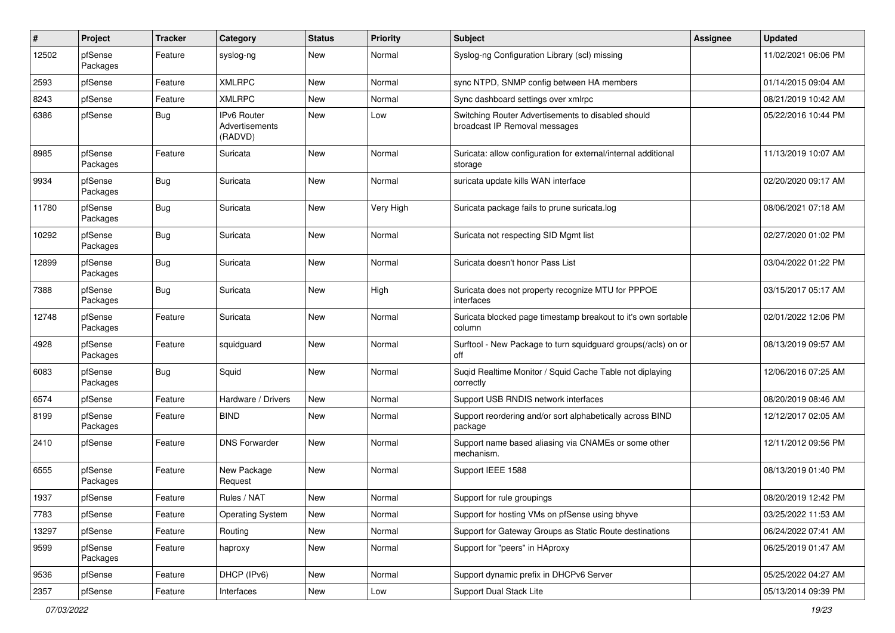| # | Project | Tracker | Category | Status | Priority | Subject | Assignee | Updated |
|---|---|---|---|---|---|---|---|---|
| 12502 | pfSense Packages | Feature | syslog-ng | New | Normal | Syslog-ng Configuration Library (scl) missing | | 11/02/2021 06:06 PM |
| 2593 | pfSense | Feature | XMLRPC | New | Normal | sync NTPD, SNMP config between HA members | | 01/14/2015 09:04 AM |
| 8243 | pfSense | Feature | XMLRPC | New | Normal | Sync dashboard settings over xmlrpc | | 08/21/2019 10:42 AM |
| 6386 | pfSense | Bug | IPv6 Router Advertisements (RADVD) | New | Low | Switching Router Advertisements to disabled should broadcast IP Removal messages | | 05/22/2016 10:44 PM |
| 8985 | pfSense Packages | Feature | Suricata | New | Normal | Suricata: allow configuration for external/internal additional storage | | 11/13/2019 10:07 AM |
| 9934 | pfSense Packages | Bug | Suricata | New | Normal | suricata update kills WAN interface | | 02/20/2020 09:17 AM |
| 11780 | pfSense Packages | Bug | Suricata | New | Very High | Suricata package fails to prune suricata.log | | 08/06/2021 07:18 AM |
| 10292 | pfSense Packages | Bug | Suricata | New | Normal | Suricata not respecting SID Mgmt list | | 02/27/2020 01:02 PM |
| 12899 | pfSense Packages | Bug | Suricata | New | Normal | Suricata doesn't honor Pass List | | 03/04/2022 01:22 PM |
| 7388 | pfSense Packages | Bug | Suricata | New | High | Suricata does not property recognize MTU for PPPOE interfaces | | 03/15/2017 05:17 AM |
| 12748 | pfSense Packages | Feature | Suricata | New | Normal | Suricata blocked page timestamp breakout to it's own sortable column | | 02/01/2022 12:06 PM |
| 4928 | pfSense Packages | Feature | squidguard | New | Normal | Surftool - New Package to turn squidguard groups(/acls) on or off | | 08/13/2019 09:57 AM |
| 6083 | pfSense Packages | Bug | Squid | New | Normal | Suqid Realtime Monitor / Squid Cache Table not diplaying correctly | | 12/06/2016 07:25 AM |
| 6574 | pfSense | Feature | Hardware / Drivers | New | Normal | Support USB RNDIS network interfaces | | 08/20/2019 08:46 AM |
| 8199 | pfSense Packages | Feature | BIND | New | Normal | Support reordering and/or sort alphabetically across BIND package | | 12/12/2017 02:05 AM |
| 2410 | pfSense | Feature | DNS Forwarder | New | Normal | Support name based aliasing via CNAMEs or some other mechanism. | | 12/11/2012 09:56 PM |
| 6555 | pfSense Packages | Feature | New Package Request | New | Normal | Support IEEE 1588 | | 08/13/2019 01:40 PM |
| 1937 | pfSense | Feature | Rules / NAT | New | Normal | Support for rule groupings | | 08/20/2019 12:42 PM |
| 7783 | pfSense | Feature | Operating System | New | Normal | Support for hosting VMs on pfSense using bhyve | | 03/25/2022 11:53 AM |
| 13297 | pfSense | Feature | Routing | New | Normal | Support for Gateway Groups as Static Route destinations | | 06/24/2022 07:41 AM |
| 9599 | pfSense Packages | Feature | haproxy | New | Normal | Support for "peers" in HAproxy | | 06/25/2019 01:47 AM |
| 9536 | pfSense | Feature | DHCP (IPv6) | New | Normal | Support dynamic prefix in DHCPv6 Server | | 05/25/2022 04:27 AM |
| 2357 | pfSense | Feature | Interfaces | New | Low | Support Dual Stack Lite | | 05/13/2014 09:39 PM |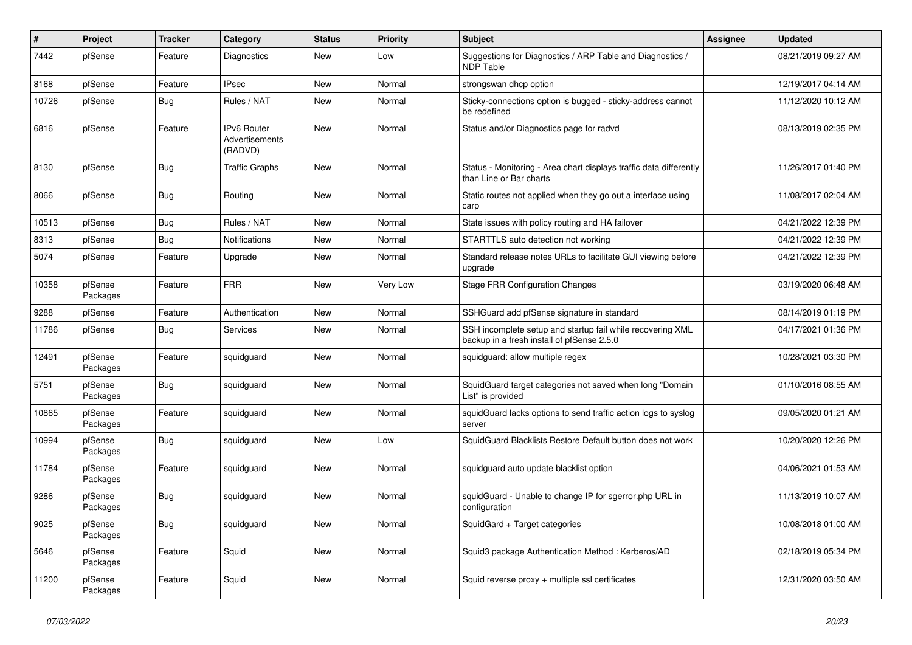| # | Project | Tracker | Category | Status | Priority | Subject | Assignee | Updated |
|---|---|---|---|---|---|---|---|---|
| 7442 | pfSense | Feature | Diagnostics | New | Low | Suggestions for Diagnostics / ARP Table and Diagnostics / NDP Table | | 08/21/2019 09:27 AM |
| 8168 | pfSense | Feature | IPsec | New | Normal | strongswan dhcp option | | 12/19/2017 04:14 AM |
| 10726 | pfSense | Bug | Rules / NAT | New | Normal | Sticky-connections option is bugged - sticky-address cannot be redefined | | 11/12/2020 10:12 AM |
| 6816 | pfSense | Feature | IPv6 Router Advertisements (RADVD) | New | Normal | Status and/or Diagnostics page for radvd | | 08/13/2019 02:35 PM |
| 8130 | pfSense | Bug | Traffic Graphs | New | Normal | Status - Monitoring - Area chart displays traffic data differently than Line or Bar charts | | 11/26/2017 01:40 PM |
| 8066 | pfSense | Bug | Routing | New | Normal | Static routes not applied when they go out a interface using carp | | 11/08/2017 02:04 AM |
| 10513 | pfSense | Bug | Rules / NAT | New | Normal | State issues with policy routing and HA failover | | 04/21/2022 12:39 PM |
| 8313 | pfSense | Bug | Notifications | New | Normal | STARTTLS auto detection not working | | 04/21/2022 12:39 PM |
| 5074 | pfSense | Feature | Upgrade | New | Normal | Standard release notes URLs to facilitate GUI viewing before upgrade | | 04/21/2022 12:39 PM |
| 10358 | pfSense Packages | Feature | FRR | New | Very Low | Stage FRR Configuration Changes | | 03/19/2020 06:48 AM |
| 9288 | pfSense | Feature | Authentication | New | Normal | SSHGuard add pfSense signature in standard | | 08/14/2019 01:19 PM |
| 11786 | pfSense | Bug | Services | New | Normal | SSH incomplete setup and startup fail while recovering XML backup in a fresh install of pfSense 2.5.0 | | 04/17/2021 01:36 PM |
| 12491 | pfSense Packages | Feature | squidguard | New | Normal | squidguard: allow multiple regex | | 10/28/2021 03:30 PM |
| 5751 | pfSense Packages | Bug | squidguard | New | Normal | SquidGuard target categories not saved when long "Domain List" is provided | | 01/10/2016 08:55 AM |
| 10865 | pfSense Packages | Feature | squidguard | New | Normal | squidGuard lacks options to send traffic action logs to syslog server | | 09/05/2020 01:21 AM |
| 10994 | pfSense Packages | Bug | squidguard | New | Low | SquidGuard Blacklists Restore Default button does not work | | 10/20/2020 12:26 PM |
| 11784 | pfSense Packages | Feature | squidguard | New | Normal | squidguard auto update blacklist option | | 04/06/2021 01:53 AM |
| 9286 | pfSense Packages | Bug | squidguard | New | Normal | squidGuard - Unable to change IP for sgerror.php URL in configuration | | 11/13/2019 10:07 AM |
| 9025 | pfSense Packages | Bug | squidguard | New | Normal | SquidGard + Target categories | | 10/08/2018 01:00 AM |
| 5646 | pfSense Packages | Feature | Squid | New | Normal | Squid3 package Authentication Method : Kerberos/AD | | 02/18/2019 05:34 PM |
| 11200 | pfSense Packages | Feature | Squid | New | Normal | Squid reverse proxy + multiple ssl certificates | | 12/31/2020 03:50 AM |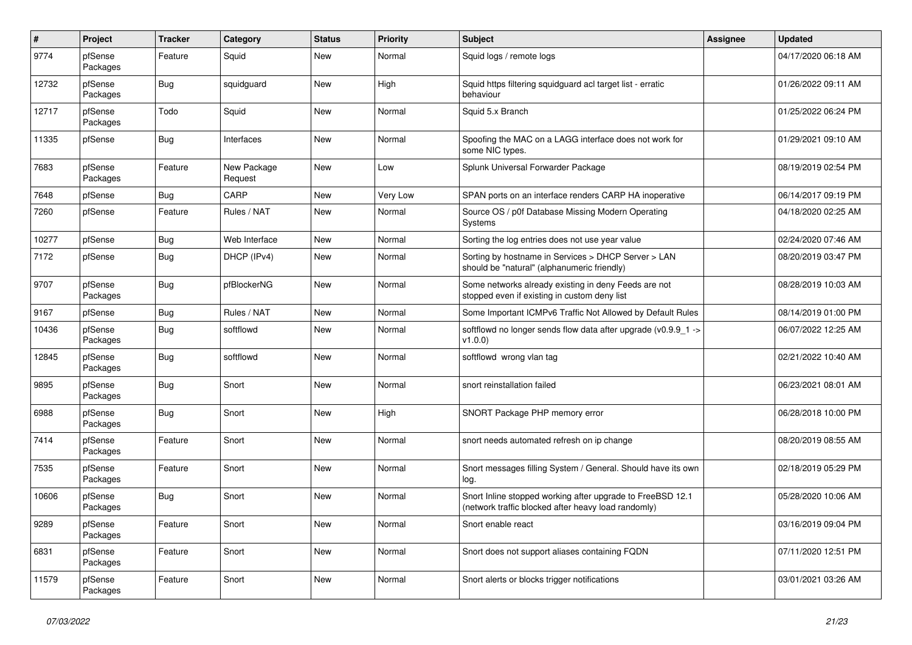| # | Project | Tracker | Category | Status | Priority | Subject | Assignee | Updated |
|---|---|---|---|---|---|---|---|---|
| 9774 | pfSense Packages | Feature | Squid | New | Normal | Squid logs / remote logs | | 04/17/2020 06:18 AM |
| 12732 | pfSense Packages | Bug | squidguard | New | High | Squid https filtering squidguard acl target list - erratic behaviour | | 01/26/2022 09:11 AM |
| 12717 | pfSense Packages | Todo | Squid | New | Normal | Squid 5.x Branch | | 01/25/2022 06:24 PM |
| 11335 | pfSense | Bug | Interfaces | New | Normal | Spoofing the MAC on a LAGG interface does not work for some NIC types. | | 01/29/2021 09:10 AM |
| 7683 | pfSense Packages | Feature | New Package Request | New | Low | Splunk Universal Forwarder Package | | 08/19/2019 02:54 PM |
| 7648 | pfSense | Bug | CARP | New | Very Low | SPAN ports on an interface renders CARP HA inoperative | | 06/14/2017 07:19 PM |
| 7260 | pfSense | Feature | Rules / NAT | New | Normal | Source OS / p0f Database Missing Modern Operating Systems | | 04/18/2020 02:25 AM |
| 10277 | pfSense | Bug | Web Interface | New | Normal | Sorting the log entries does not use year value | | 02/24/2020 07:46 AM |
| 7172 | pfSense | Bug | DHCP (IPv4) | New | Normal | Sorting by hostname in Services > DHCP Server > LAN should be "natural" (alphanumeric friendly) | | 08/20/2019 03:47 PM |
| 9707 | pfSense Packages | Bug | pfBlockerNG | New | Normal | Some networks already existing in deny Feeds are not stopped even if existing in custom deny list | | 08/28/2019 10:03 AM |
| 9167 | pfSense | Bug | Rules / NAT | New | Normal | Some Important ICMPv6 Traffic Not Allowed by Default Rules | | 08/14/2019 01:00 PM |
| 10436 | pfSense Packages | Bug | softflowd | New | Normal | softflowd no longer sends flow data after upgrade (v0.9.9_1 -> v1.0.0) | | 06/07/2022 12:25 AM |
| 12845 | pfSense Packages | Bug | softflowd | New | Normal | softflowd wrong vlan tag | | 02/21/2022 10:40 AM |
| 9895 | pfSense Packages | Bug | Snort | New | Normal | snort reinstallation failed | | 06/23/2021 08:01 AM |
| 6988 | pfSense Packages | Bug | Snort | New | High | SNORT Package PHP memory error | | 06/28/2018 10:00 PM |
| 7414 | pfSense Packages | Feature | Snort | New | Normal | snort needs automated refresh on ip change | | 08/20/2019 08:55 AM |
| 7535 | pfSense Packages | Feature | Snort | New | Normal | Snort messages filling System / General. Should have its own log. | | 02/18/2019 05:29 PM |
| 10606 | pfSense Packages | Bug | Snort | New | Normal | Snort Inline stopped working after upgrade to FreeBSD 12.1 (network traffic blocked after heavy load randomly) | | 05/28/2020 10:06 AM |
| 9289 | pfSense Packages | Feature | Snort | New | Normal | Snort enable react | | 03/16/2019 09:04 PM |
| 6831 | pfSense Packages | Feature | Snort | New | Normal | Snort does not support aliases containing FQDN | | 07/11/2020 12:51 PM |
| 11579 | pfSense Packages | Feature | Snort | New | Normal | Snort alerts or blocks trigger notifications | | 03/01/2021 03:26 AM |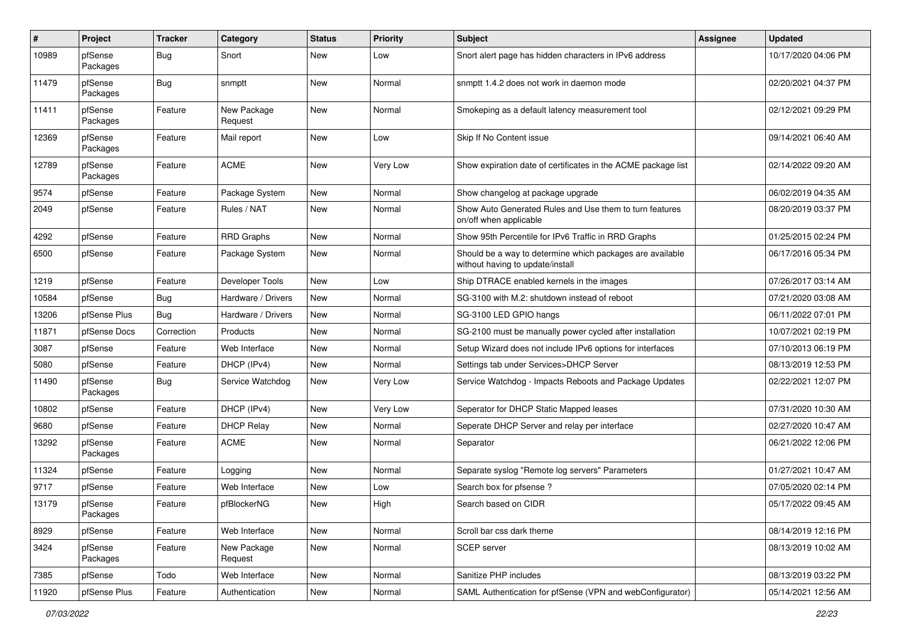| # | Project | Tracker | Category | Status | Priority | Subject | Assignee | Updated |
|---|---|---|---|---|---|---|---|---|
| 10989 | pfSense Packages | Bug | Snort | New | Low | Snort alert page has hidden characters in IPv6 address | | 10/17/2020 04:06 PM |
| 11479 | pfSense Packages | Bug | snmptt | New | Normal | snmptt 1.4.2 does not work in daemon mode | | 02/20/2021 04:37 PM |
| 11411 | pfSense Packages | Feature | New Package Request | New | Normal | Smokeping as a default latency measurement tool | | 02/12/2021 09:29 PM |
| 12369 | pfSense Packages | Feature | Mail report | New | Low | Skip If No Content issue | | 09/14/2021 06:40 AM |
| 12789 | pfSense Packages | Feature | ACME | New | Very Low | Show expiration date of certificates in the ACME package list | | 02/14/2022 09:20 AM |
| 9574 | pfSense | Feature | Package System | New | Normal | Show changelog at package upgrade | | 06/02/2019 04:35 AM |
| 2049 | pfSense | Feature | Rules / NAT | New | Normal | Show Auto Generated Rules and Use them to turn features on/off when applicable | | 08/20/2019 03:37 PM |
| 4292 | pfSense | Feature | RRD Graphs | New | Normal | Show 95th Percentile for IPv6 Traffic in RRD Graphs | | 01/25/2015 02:24 PM |
| 6500 | pfSense | Feature | Package System | New | Normal | Should be a way to determine which packages are available without having to update/install | | 06/17/2016 05:34 PM |
| 1219 | pfSense | Feature | Developer Tools | New | Low | Ship DTRACE enabled kernels in the images | | 07/26/2017 03:14 AM |
| 10584 | pfSense | Bug | Hardware / Drivers | New | Normal | SG-3100 with M.2: shutdown instead of reboot | | 07/21/2020 03:08 AM |
| 13206 | pfSense Plus | Bug | Hardware / Drivers | New | Normal | SG-3100 LED GPIO hangs | | 06/11/2022 07:01 PM |
| 11871 | pfSense Docs | Correction | Products | New | Normal | SG-2100 must be manually power cycled after installation | | 10/07/2021 02:19 PM |
| 3087 | pfSense | Feature | Web Interface | New | Normal | Setup Wizard does not include IPv6 options for interfaces | | 07/10/2013 06:19 PM |
| 5080 | pfSense | Feature | DHCP (IPv4) | New | Normal | Settings tab under Services>DHCP Server | | 08/13/2019 12:53 PM |
| 11490 | pfSense Packages | Bug | Service Watchdog | New | Very Low | Service Watchdog - Impacts Reboots and Package Updates | | 02/22/2021 12:07 PM |
| 10802 | pfSense | Feature | DHCP (IPv4) | New | Very Low | Seperator for DHCP Static Mapped leases | | 07/31/2020 10:30 AM |
| 9680 | pfSense | Feature | DHCP Relay | New | Normal | Seperate DHCP Server and relay per interface | | 02/27/2020 10:47 AM |
| 13292 | pfSense Packages | Feature | ACME | New | Normal | Separator | | 06/21/2022 12:06 PM |
| 11324 | pfSense | Feature | Logging | New | Normal | Separate syslog "Remote log servers" Parameters | | 01/27/2021 10:47 AM |
| 9717 | pfSense | Feature | Web Interface | New | Low | Search box for pfsense ? | | 07/05/2020 02:14 PM |
| 13179 | pfSense Packages | Feature | pfBlockerNG | New | High | Search based on CIDR | | 05/17/2022 09:45 AM |
| 8929 | pfSense | Feature | Web Interface | New | Normal | Scroll bar css dark theme | | 08/14/2019 12:16 PM |
| 3424 | pfSense Packages | Feature | New Package Request | New | Normal | SCEP server | | 08/13/2019 10:02 AM |
| 7385 | pfSense | Todo | Web Interface | New | Normal | Sanitize PHP includes | | 08/13/2019 03:22 PM |
| 11920 | pfSense Plus | Feature | Authentication | New | Normal | SAML Authentication for pfSense (VPN and webConfigurator) | | 05/14/2021 12:56 AM |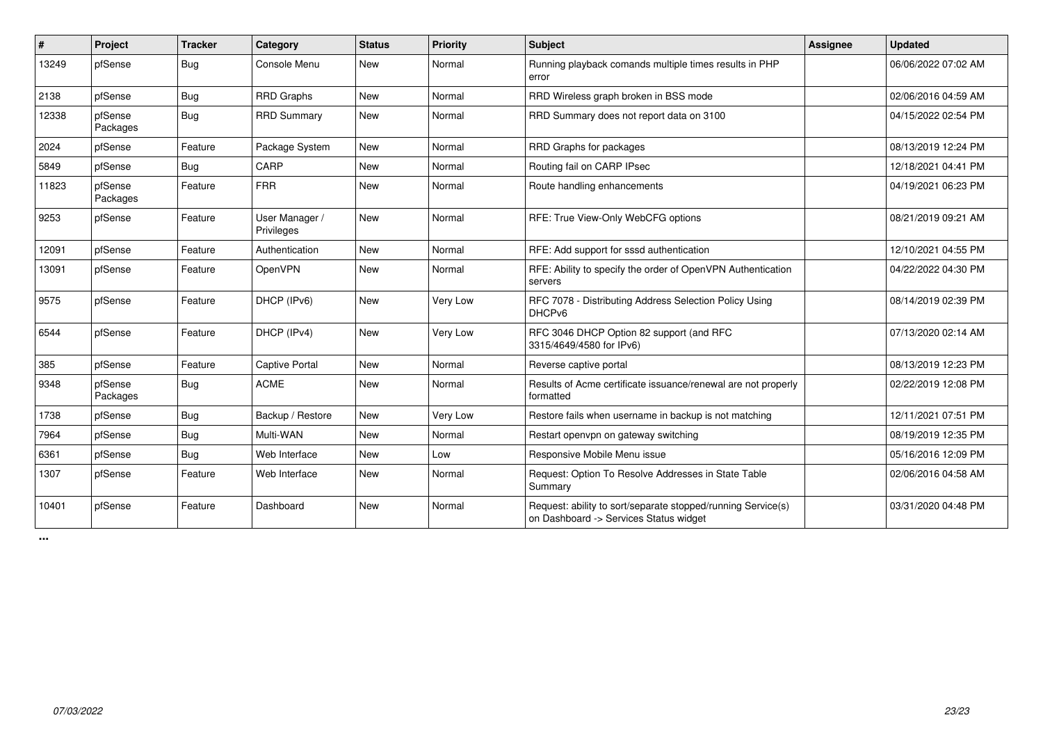| # | Project | Tracker | Category | Status | Priority | Subject | Assignee | Updated |
| --- | --- | --- | --- | --- | --- | --- | --- | --- |
| 13249 | pfSense | Bug | Console Menu | New | Normal | Running playback comands multiple times results in PHP error | | 06/06/2022 07:02 AM |
| 2138 | pfSense | Bug | RRD Graphs | New | Normal | RRD Wireless graph broken in BSS mode | | 02/06/2016 04:59 AM |
| 12338 | pfSense Packages | Bug | RRD Summary | New | Normal | RRD Summary does not report data on 3100 | | 04/15/2022 02:54 PM |
| 2024 | pfSense | Feature | Package System | New | Normal | RRD Graphs for packages | | 08/13/2019 12:24 PM |
| 5849 | pfSense | Bug | CARP | New | Normal | Routing fail on CARP IPsec | | 12/18/2021 04:41 PM |
| 11823 | pfSense Packages | Feature | FRR | New | Normal | Route handling enhancements | | 04/19/2021 06:23 PM |
| 9253 | pfSense | Feature | User Manager / Privileges | New | Normal | RFE: True View-Only WebCFG options | | 08/21/2019 09:21 AM |
| 12091 | pfSense | Feature | Authentication | New | Normal | RFE: Add support for sssd authentication | | 12/10/2021 04:55 PM |
| 13091 | pfSense | Feature | OpenVPN | New | Normal | RFE: Ability to specify the order of OpenVPN Authentication servers | | 04/22/2022 04:30 PM |
| 9575 | pfSense | Feature | DHCP (IPv6) | New | Very Low | RFC 7078 - Distributing Address Selection Policy Using DHCPv6 | | 08/14/2019 02:39 PM |
| 6544 | pfSense | Feature | DHCP (IPv4) | New | Very Low | RFC 3046 DHCP Option 82 support (and RFC 3315/4649/4580 for IPv6) | | 07/13/2020 02:14 AM |
| 385 | pfSense | Feature | Captive Portal | New | Normal | Reverse captive portal | | 08/13/2019 12:23 PM |
| 9348 | pfSense Packages | Bug | ACME | New | Normal | Results of Acme certificate issuance/renewal are not properly formatted | | 02/22/2019 12:08 PM |
| 1738 | pfSense | Bug | Backup / Restore | New | Very Low | Restore fails when username in backup is not matching | | 12/11/2021 07:51 PM |
| 7964 | pfSense | Bug | Multi-WAN | New | Normal | Restart openvpn on gateway switching | | 08/19/2019 12:35 PM |
| 6361 | pfSense | Bug | Web Interface | New | Low | Responsive Mobile Menu issue | | 05/16/2016 12:09 PM |
| 1307 | pfSense | Feature | Web Interface | New | Normal | Request: Option To Resolve Addresses in State Table Summary | | 02/06/2016 04:58 AM |
| 10401 | pfSense | Feature | Dashboard | New | Normal | Request: ability to sort/separate stopped/running Service(s) on Dashboard -> Services Status widget | | 03/31/2020 04:48 PM |

**...**